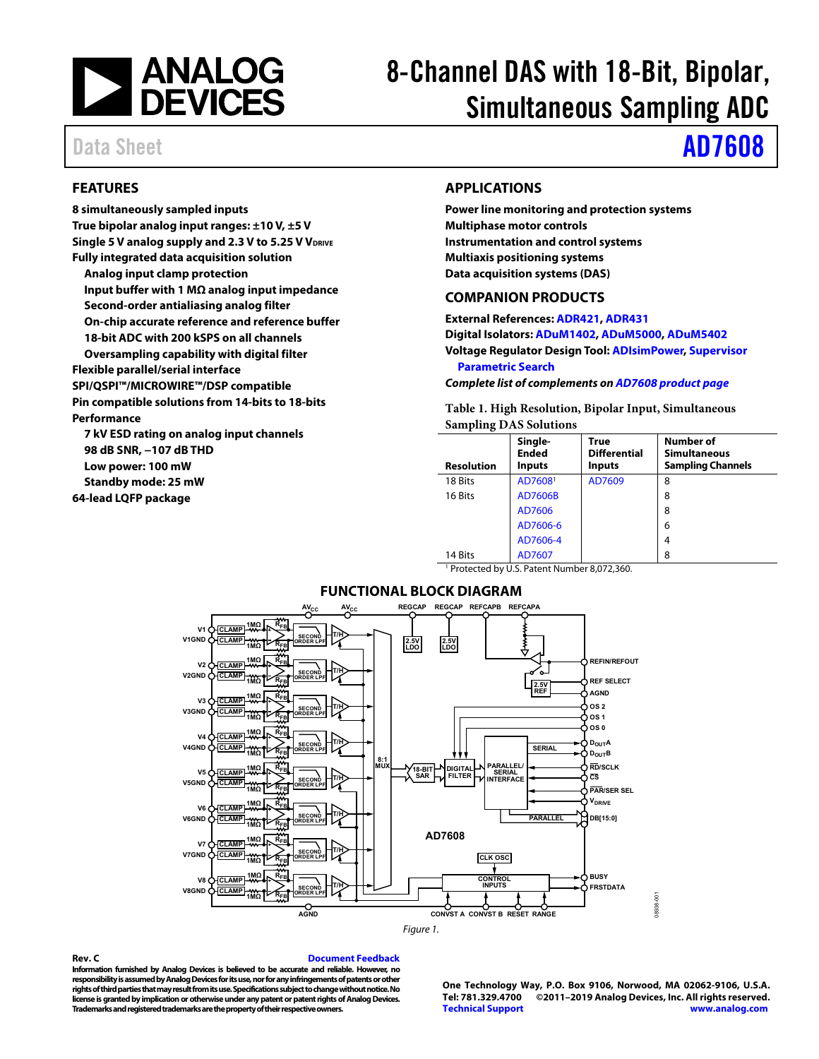# 8-Channel DAS with 18-Bit, Bipolar, Simultaneous Sampling ADC

Data Sheet **AD7608**

## FEATURES

**8 simultaneously sampled inputs**
**True bipolar analog input ranges: ±10 V, ±5 V**
**Single 5 V analog supply and 2.3 V to 5.25 V $V_{DRIVE}$**
**Fully integrated data acquisition solution**
- **Analog input clamp protection**
- **Input buffer with 1 MΩ analog input impedance**
- **Second-order antialiasing analog filter**
- **On-chip accurate reference and reference buffer**
- **18-bit ADC with 200 kSPS on all channels**
- **Oversampling capability with digital filter**

**Flexible parallel/serial interface**
**SPI/QSPI™/MICROWIRE™/DSP compatible**
**Pin compatible solutions from 14-bits to 18-bits**
**Performance**
- **7 kV ESD rating on analog input channels**
- **98 dB SNR, −107 dB THD**
- **Low power: 100 mW**
- **Standby mode: 25 mW**

**64-lead LQFP package**

## APPLICATIONS

**Power line monitoring and protection systems**
**Multiphase motor controls**
**Instrumentation and control systems**
**Multiaxis positioning systems**
**Data acquisition systems (DAS)**

## COMPANION PRODUCTS

**External References: ADR421, ADR431**
**Digital Isolators: ADuM1402, ADuM5000, ADuM5402**
**Voltage Regulator Design Tool: ADIsimPower, Supervisor Parametric Search**
***Complete list of complements on AD7608 product page***

Table 1. High Resolution, Bipolar Input, Simultaneous Sampling DAS Solutions

| Resolution | Single-Ended Inputs | True Differential Inputs | Number of Simultaneous Sampling Channels |
|---|---|---|---|
| 18 Bits | AD7608[1] | AD7609 | 8 |
| 16 Bits | AD7606B | | 8 |
| | AD7606 | | 8 |
| | AD7606-6 | | 6 |
| | AD7606-4 | | 4 |
| 14 Bits | AD7607 | | 8 |

[1] Protected by U.S. Patent Number 8,072,360.

## FUNCTIONAL BLOCK DIAGRAM

Figure 1.

**Rev. C** Document Feedback

**Information furnished by Analog Devices is believed to be accurate and reliable. However, no responsibility is assumed by Analog Devices for its use, nor for any infringements of patents or other rights of third parties that may result from its use. Specifications subject to change without notice. No license is granted by implication or otherwise under any patent or patent rights of Analog Devices. Trademarks and registered trademarks are the property of their respective owners.**

**One Technology Way, P.O. Box 9106, Norwood, MA 02062-9106, U.S.A.**
**Tel: 781.329.4700 ©2011–2019 Analog Devices, Inc. All rights reserved.**
**Technical Support www.analog.com**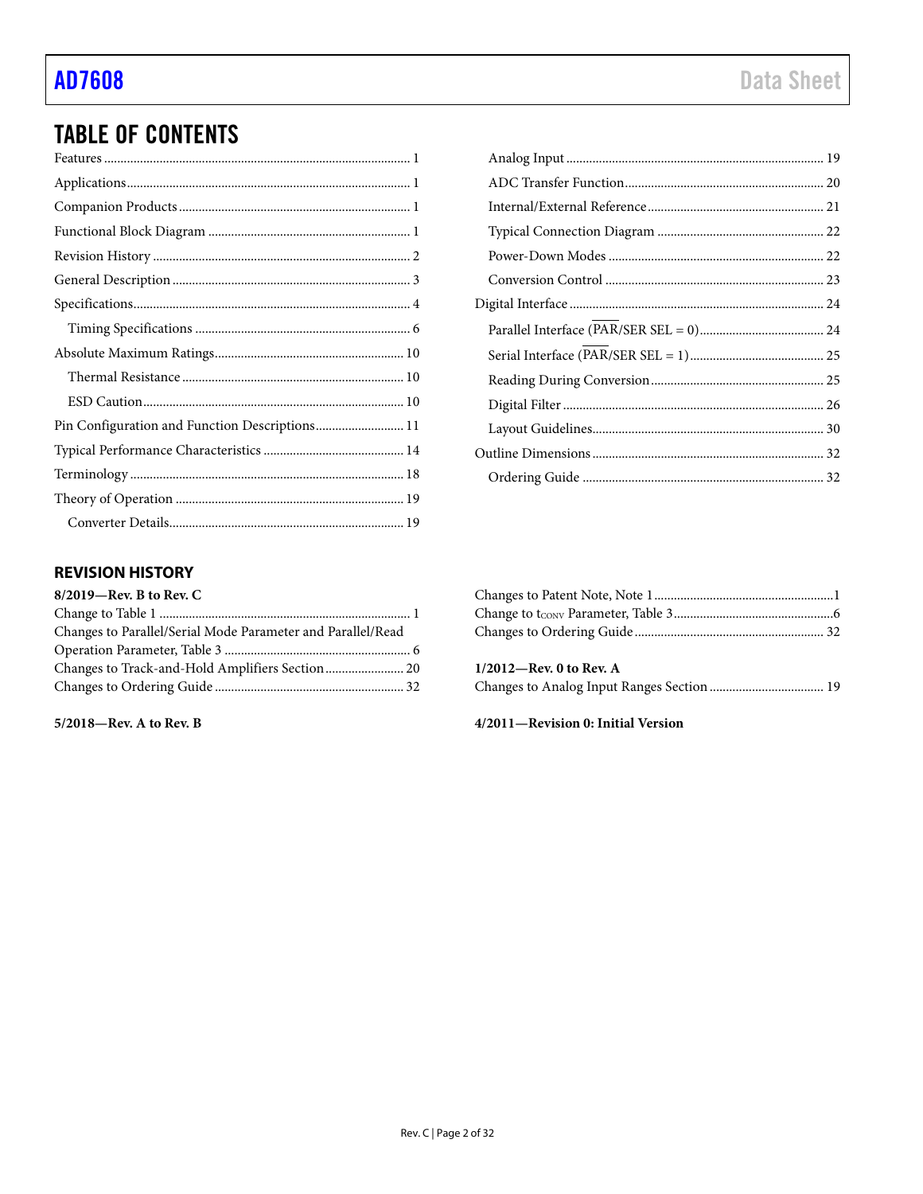## TABLE OF CONTENTS

Features ........................................................ 1
Applications .................................................... 1
Companion Products ............................................. 1
Functional Block Diagram ....................................... 1
Revision History ................................................ 2
General Description ............................................. 3
Specifications ................................................... 4
  Timing Specifications ......................................... 6
Absolute Maximum Ratings ..................................... 10
  Thermal Resistance ........................................... 10
  ESD Caution .................................................. 10
Pin Configuration and Function Descriptions ................. 11
Typical Performance Characteristics .......................... 14
Terminology .................................................... 18
Theory of Operation ............................................ 19
  Converter Details ............................................ 19
  Analog Input ................................................. 19
  ADC Transfer Function ....................................... 20
  Internal/External Reference ................................. 21
  Typical Connection Diagram .................................. 22
  Power-Down Modes ............................................ 22
  Conversion Control .......................................... 23
Digital Interface .............................................. 24
  Parallel Interface ($\overline{\text{PAR}}$/SER SEL = 0) ......................... 24
  Serial Interface ($\overline{\text{PAR}}$/SER SEL = 1) ........................... 25
  Reading During Conversion ................................... 25
  Digital Filter ............................................... 26
  Layout Guidelines ............................................ 30
Outline Dimensions ............................................. 32
  Ordering Guide ............................................... 32

### REVISION HISTORY

**8/2019—Rev. B to Rev. C**

Change to Table 1 .............................................. 1
Changes to Parallel/Serial Mode Parameter and Parallel/Read Operation Parameter, Table 3 ........................................ 6
Changes to Track-and-Hold Amplifiers Section .................. 20
Changes to Ordering Guide ...................................... 32

**5/2018—Rev. A to Rev. B**

Changes to Patent Note, Note 1 ................................. 1
Change to $t_{CONV}$ Parameter, Table 3 ............................ 6
Changes to Ordering Guide ...................................... 32

**1/2012—Rev. 0 to Rev. A**

Changes to Analog Input Ranges Section ........................ 19

**4/2011—Revision 0: Initial Version**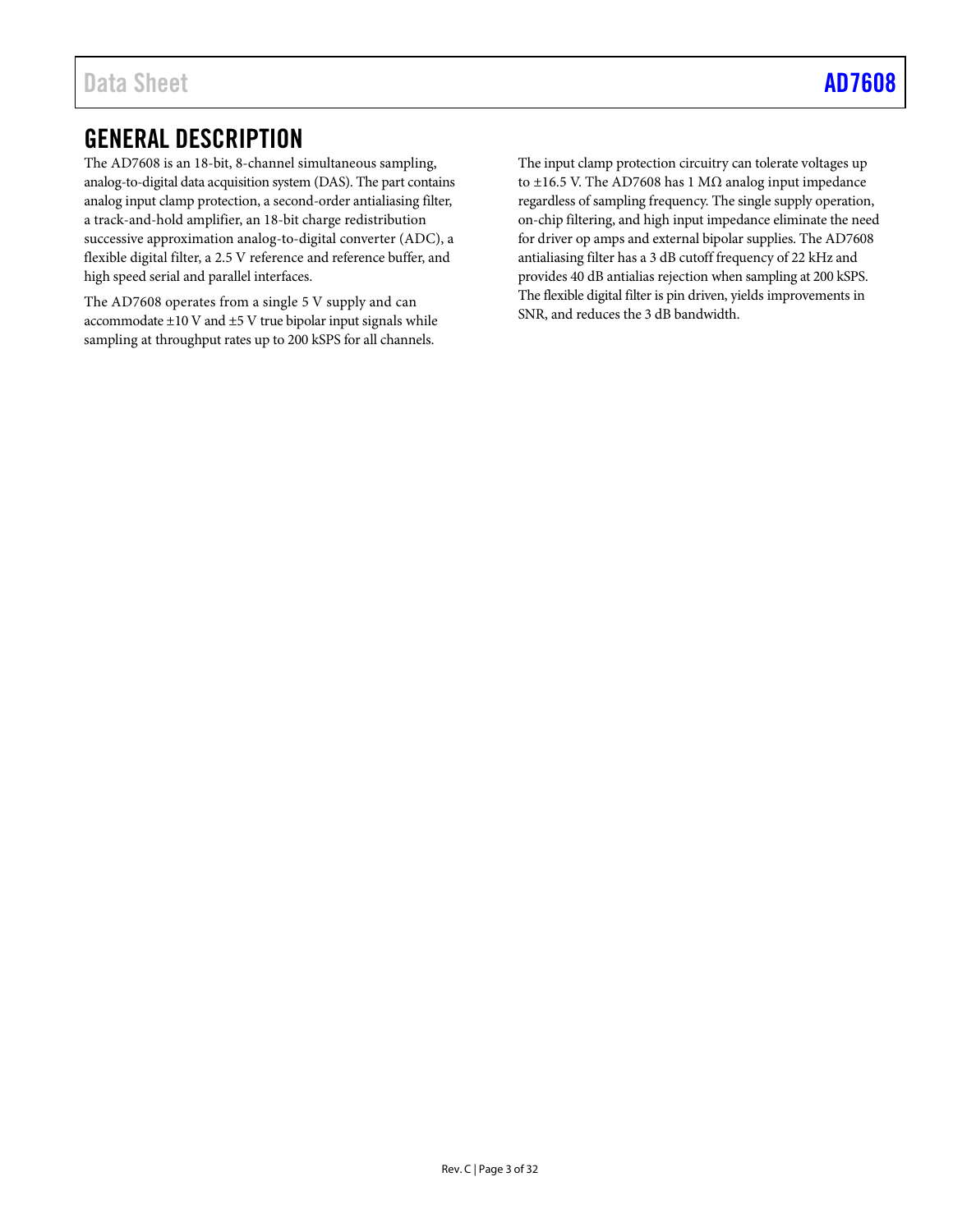## GENERAL DESCRIPTION

The AD7608 is an 18-bit, 8-channel simultaneous sampling, analog-to-digital data acquisition system (DAS). The part contains analog input clamp protection, a second-order antialiasing filter, a track-and-hold amplifier, an 18-bit charge redistribution successive approximation analog-to-digital converter (ADC), a flexible digital filter, a 2.5 V reference and reference buffer, and high speed serial and parallel interfaces.

The AD7608 operates from a single 5 V supply and can accommodate ±10 V and ±5 V true bipolar input signals while sampling at throughput rates up to 200 kSPS for all channels.

The input clamp protection circuitry can tolerate voltages up to ±16.5 V. The AD7608 has 1 MΩ analog input impedance regardless of sampling frequency. The single supply operation, on-chip filtering, and high input impedance eliminate the need for driver op amps and external bipolar supplies. The AD7608 antialiasing filter has a 3 dB cutoff frequency of 22 kHz and provides 40 dB antialias rejection when sampling at 200 kSPS. The flexible digital filter is pin driven, yields improvements in SNR, and reduces the 3 dB bandwidth.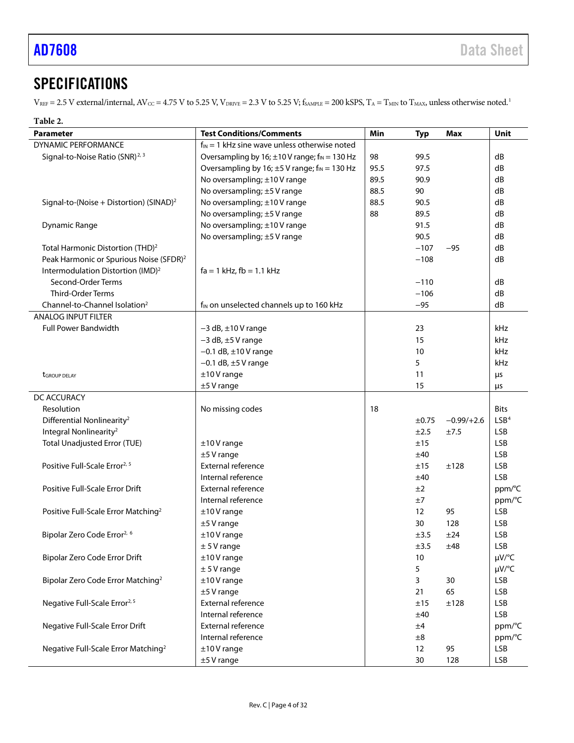## SPECIFICATIONS

$V_{REF}$ = 2.5 V external/internal, $AV_{CC}$ = 4.75 V to 5.25 V, $V_{DRIVE}$ = 2.3 V to 5.25 V; $f_{SAMPLE}$ = 200 kSPS, $T_A$ = $T_{MIN}$ to $T_{MAX}$, unless otherwise noted.[1]

**Table 2.**

| Parameter | Test Conditions/Comments | Min | Typ | Max | Unit |
|---|---|---|---|---|---|
| DYNAMIC PERFORMANCE | $f_{IN}$ = 1 kHz sine wave unless otherwise noted | | | | |
| Signal-to-Noise Ratio (SNR)[2, 3] | Oversampling by 16; ±10 V range; $f_{IN}$ = 130 Hz | 98 | 99.5 | | dB |
| | Oversampling by 16; ±5 V range; $f_{IN}$ = 130 Hz | 95.5 | 97.5 | | dB |
| | No oversampling; ±10 V range | 89.5 | 90.9 | | dB |
| | No oversampling; ±5 V range | 88.5 | 90 | | dB |
| Signal-to-(Noise + Distortion) (SINAD)[2] | No oversampling; ±10 V range | 88.5 | 90.5 | | dB |
| | No oversampling; ±5 V range | 88 | 89.5 | | dB |
| Dynamic Range | No oversampling; ±10 V range | | 91.5 | | dB |
| | No oversampling; ±5 V range | | 90.5 | | dB |
| Total Harmonic Distortion (THD)[2] | | | −107 | −95 | dB |
| Peak Harmonic or Spurious Noise (SFDR)[2] | | | −108 | | dB |
| Intermodulation Distortion (IMD)[2] | fa = 1 kHz, fb = 1.1 kHz | | | | |
| Second-Order Terms | | | −110 | | dB |
| Third-Order Terms | | | −106 | | dB |
| Channel-to-Channel Isolation[2] | $f_{IN}$ on unselected channels up to 160 kHz | | −95 | | dB |
| ANALOG INPUT FILTER | | | | | |
| Full Power Bandwidth | −3 dB, ±10 V range | | 23 | | kHz |
| | −3 dB, ±5 V range | | 15 | | kHz |
| | −0.1 dB, ±10 V range | | 10 | | kHz |
| | −0.1 dB, ±5 V range | | 5 | | kHz |
| $t_{GROUP\ DELAY}$ | ±10 V range | | 11 | | µs |
| | ±5 V range | | 15 | | µs |
| DC ACCURACY | | | | | |
| Resolution | No missing codes | 18 | | | Bits |
| Differential Nonlinearity[2] | | | ±0.75 | −0.99/+2.6 | LSB[4] |
| Integral Nonlinearity[2] | | | ±2.5 | ±7.5 | LSB |
| Total Unadjusted Error (TUE) | ±10 V range | | ±15 | | LSB |
| | ±5 V range | | ±40 | | LSB |
| Positive Full-Scale Error[2, 5] | External reference | | ±15 | ±128 | LSB |
| | Internal reference | | ±40 | | LSB |
| Positive Full-Scale Error Drift | External reference | | ±2 | | ppm/°C |
| | Internal reference | | ±7 | | ppm/°C |
| Positive Full-Scale Error Matching[2] | ±10 V range | | 12 | 95 | LSB |
| | ±5 V range | | 30 | 128 | LSB |
| Bipolar Zero Code Error[2, 6] | ±10 V range | | ±3.5 | ±24 | LSB |
| | ± 5 V range | | ±3.5 | ±48 | LSB |
| Bipolar Zero Code Error Drift | ±10 V range | | 10 | | µV/°C |
| | ± 5 V range | | 5 | | µV/°C |
| Bipolar Zero Code Error Matching[2] | ±10 V range | | 3 | 30 | LSB |
| | ±5 V range | | 21 | 65 | LSB |
| Negative Full-Scale Error[2, 5] | External reference | | ±15 | ±128 | LSB |
| | Internal reference | | ±40 | | LSB |
| Negative Full-Scale Error Drift | External reference | | ±4 | | ppm/°C |
| | Internal reference | | ±8 | | ppm/°C |
| Negative Full-Scale Error Matching[2] | ±10 V range | | 12 | 95 | LSB |
| | ±5 V range | | 30 | 128 | LSB |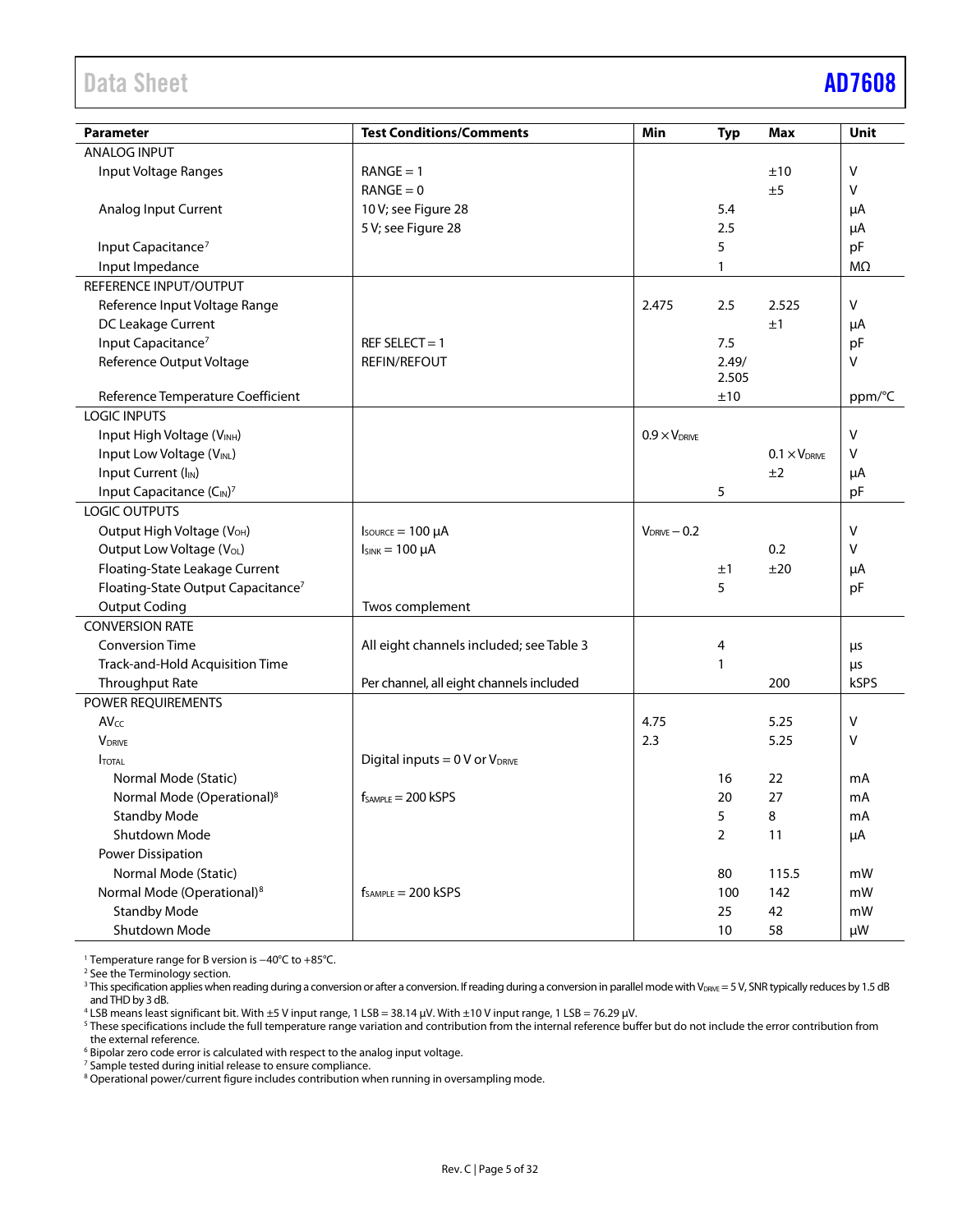| Parameter | Test Conditions/Comments | Min | Typ | Max | Unit |
|---|---|---|---|---|---|
| ANALOG INPUT | | | | | |
| Input Voltage Ranges | RANGE = 1 | | | ±10 | V |
| | RANGE = 0 | | | ±5 | V |
| Analog Input Current | 10 V; see Figure 28 | | 5.4 | | μA |
| | 5 V; see Figure 28 | | 2.5 | | μA |
| Input Capacitance[7] | | | 5 | | pF |
| Input Impedance | | | 1 | | MΩ |
| REFERENCE INPUT/OUTPUT | | | | | |
| Reference Input Voltage Range | | 2.475 | 2.5 | 2.525 | V |
| DC Leakage Current | | | | ±1 | μA |
| Input Capacitance[7] | REF SELECT = 1 | | 7.5 | | pF |
| Reference Output Voltage | REFIN/REFOUT | | 2.49/ 2.505 | | V |
| Reference Temperature Coefficient | | | ±10 | | ppm/°C |
| LOGIC INPUTS | | | | | |
| Input High Voltage ($V_{INH}$) | | $0.9 \times V_{DRIVE}$ | | | V |
| Input Low Voltage ($V_{INL}$) | | | | $0.1 \times V_{DRIVE}$ | V |
| Input Current ($I_{IN}$) | | | | ±2 | μA |
| Input Capacitance ($C_{IN}$)[7] | | | 5 | | pF |
| LOGIC OUTPUTS | | | | | |
| Output High Voltage ($V_{OH}$) | $I_{SOURCE}$ = 100 μA | $V_{DRIVE} - 0.2$ | | | V |
| Output Low Voltage ($V_{OL}$) | $I_{SINK}$ = 100 μA | | | 0.2 | V |
| Floating-State Leakage Current | | | ±1 | ±20 | μA |
| Floating-State Output Capacitance[7] | | | 5 | | pF |
| Output Coding | Twos complement | | | | |
| CONVERSION RATE | | | | | |
| Conversion Time | All eight channels included; see Table 3 | | 4 | | μs |
| Track-and-Hold Acquisition Time | | | 1 | | μs |
| Throughput Rate | Per channel, all eight channels included | | | 200 | kSPS |
| POWER REQUIREMENTS | | | | | |
| $AV_{CC}$ | | 4.75 | | 5.25 | V |
| $V_{DRIVE}$ | | 2.3 | | 5.25 | V |
| $I_{TOTAL}$ | Digital inputs = 0 V or $V_{DRIVE}$ | | | | |
| Normal Mode (Static) | | | 16 | 22 | mA |
| Normal Mode (Operational)[8] | $f_{SAMPLE}$ = 200 kSPS | | 20 | 27 | mA |
| Standby Mode | | | 5 | 8 | mA |
| Shutdown Mode | | | 2 | 11 | μA |
| Power Dissipation | | | | | |
| Normal Mode (Static) | | | 80 | 115.5 | mW |
| Normal Mode (Operational)[8] | $f_{SAMPLE}$ = 200 kSPS | | 100 | 142 | mW |
| Standby Mode | | | 25 | 42 | mW |
| Shutdown Mode | | | 10 | 58 | μW |

[1] Temperature range for B version is −40°C to +85°C.
[2] See the Terminology section.
[3] This specification applies when reading during a conversion or after a conversion. If reading during a conversion in parallel mode with $V_{DRIVE}$ = 5 V, SNR typically reduces by 1.5 dB and THD by 3 dB.
[4] LSB means least significant bit. With ±5 V input range, 1 LSB = 38.14 μV. With ±10 V input range, 1 LSB = 76.29 μV.
[5] These specifications include the full temperature range variation and contribution from the internal reference buffer but do not include the error contribution from the external reference.
[6] Bipolar zero code error is calculated with respect to the analog input voltage.
[7] Sample tested during initial release to ensure compliance.
[8] Operational power/current figure includes contribution when running in oversampling mode.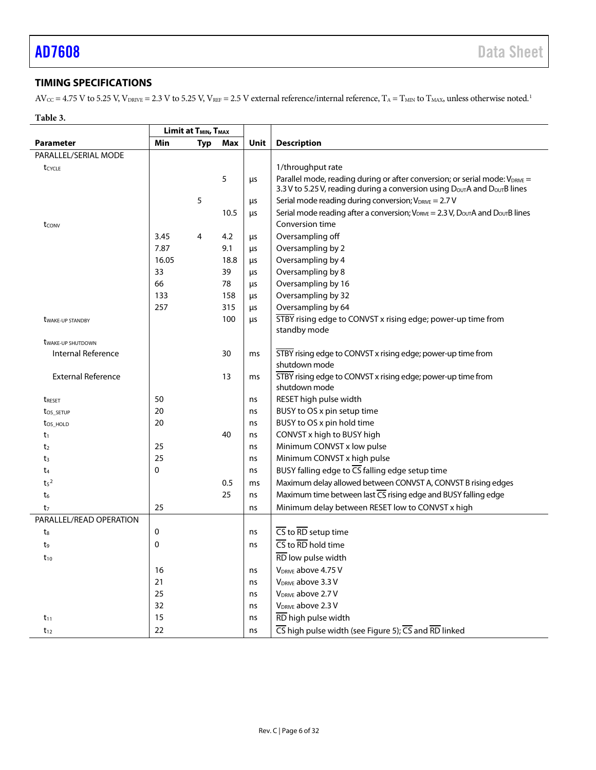## TIMING SPECIFICATIONS

$AV_{CC}$ = 4.75 V to 5.25 V, $V_{DRIVE}$ = 2.3 V to 5.25 V, $V_{REF}$ = 2.5 V external reference/internal reference, $T_A$ = $T_{MIN}$ to $T_{MAX}$, unless otherwise noted.[1]

**Table 3.**

| | Limit at $T_{MIN}$, $T_{MAX}$ | | | | |
|---|---|---|---|---|---|
| **Parameter** | **Min** | **Typ** | **Max** | **Unit** | **Description** |
| PARALLEL/SERIAL MODE | | | | | |
| $t_{CYCLE}$ | | | | | 1/throughput rate |
| | | | 5 | µs | Parallel mode, reading during or after conversion; or serial mode: $V_{DRIVE}$ = 3.3 V to 5.25 V, reading during a conversion using $D_{OUT}$A and $D_{OUT}$B lines |
| | | 5 | | µs | Serial mode reading during conversion; $V_{DRIVE}$ = 2.7 V |
| | | | 10.5 | µs | Serial mode reading after a conversion; $V_{DRIVE}$ = 2.3 V, $D_{OUT}$A and $D_{OUT}$B lines |
| $t_{CONV}$ | | | | | Conversion time |
| | 3.45 | 4 | 4.2 | µs | Oversampling off |
| | 7.87 | | 9.1 | µs | Oversampling by 2 |
| | 16.05 | | 18.8 | µs | Oversampling by 4 |
| | 33 | | 39 | µs | Oversampling by 8 |
| | 66 | | 78 | µs | Oversampling by 16 |
| | 133 | | 158 | µs | Oversampling by 32 |
| | 257 | | 315 | µs | Oversampling by 64 |
| $t_{WAKE-UP\ STANDBY}$ | | | 100 | µs | $\overline{STBY}$ rising edge to CONVST x rising edge; power-up time from standby mode |
| $t_{WAKE-UP\ SHUTDOWN}$ | | | | | |
| Internal Reference | | | 30 | ms | $\overline{STBY}$ rising edge to CONVST x rising edge; power-up time from shutdown mode |
| External Reference | | | 13 | ms | $\overline{STBY}$ rising edge to CONVST x rising edge; power-up time from shutdown mode |
| $t_{RESET}$ | 50 | | | ns | RESET high pulse width |
| $t_{OS\_SETUP}$ | 20 | | | ns | BUSY to OS x pin setup time |
| $t_{OS\_HOLD}$ | 20 | | | ns | BUSY to OS x pin hold time |
| $t_1$ | | | 40 | ns | CONVST x high to BUSY high |
| $t_2$ | 25 | | | ns | Minimum CONVST x low pulse |
| $t_3$ | 25 | | | ns | Minimum CONVST x high pulse |
| $t_4$ | 0 | | | ns | BUSY falling edge to $\overline{CS}$ falling edge setup time |
| $t_5$[2] | | | 0.5 | ms | Maximum delay allowed between CONVST A, CONVST B rising edges |
| $t_6$ | | | 25 | ns | Maximum time between last $\overline{CS}$ rising edge and BUSY falling edge |
| $t_7$ | 25 | | | ns | Minimum delay between RESET low to CONVST x high |
| PARALLEL/READ OPERATION | | | | | |
| $t_8$ | 0 | | | ns | $\overline{CS}$ to $\overline{RD}$ setup time |
| $t_9$ | 0 | | | ns | $\overline{CS}$ to $\overline{RD}$ hold time |
| $t_{10}$ | | | | | $\overline{RD}$ low pulse width |
| | 16 | | | ns | $V_{DRIVE}$ above 4.75 V |
| | 21 | | | ns | $V_{DRIVE}$ above 3.3 V |
| | 25 | | | ns | $V_{DRIVE}$ above 2.7 V |
| | 32 | | | ns | $V_{DRIVE}$ above 2.3 V |
| $t_{11}$ | 15 | | | ns | $\overline{RD}$ high pulse width |
| $t_{12}$ | 22 | | | ns | $\overline{CS}$ high pulse width (see Figure 5); $\overline{CS}$ and $\overline{RD}$ linked |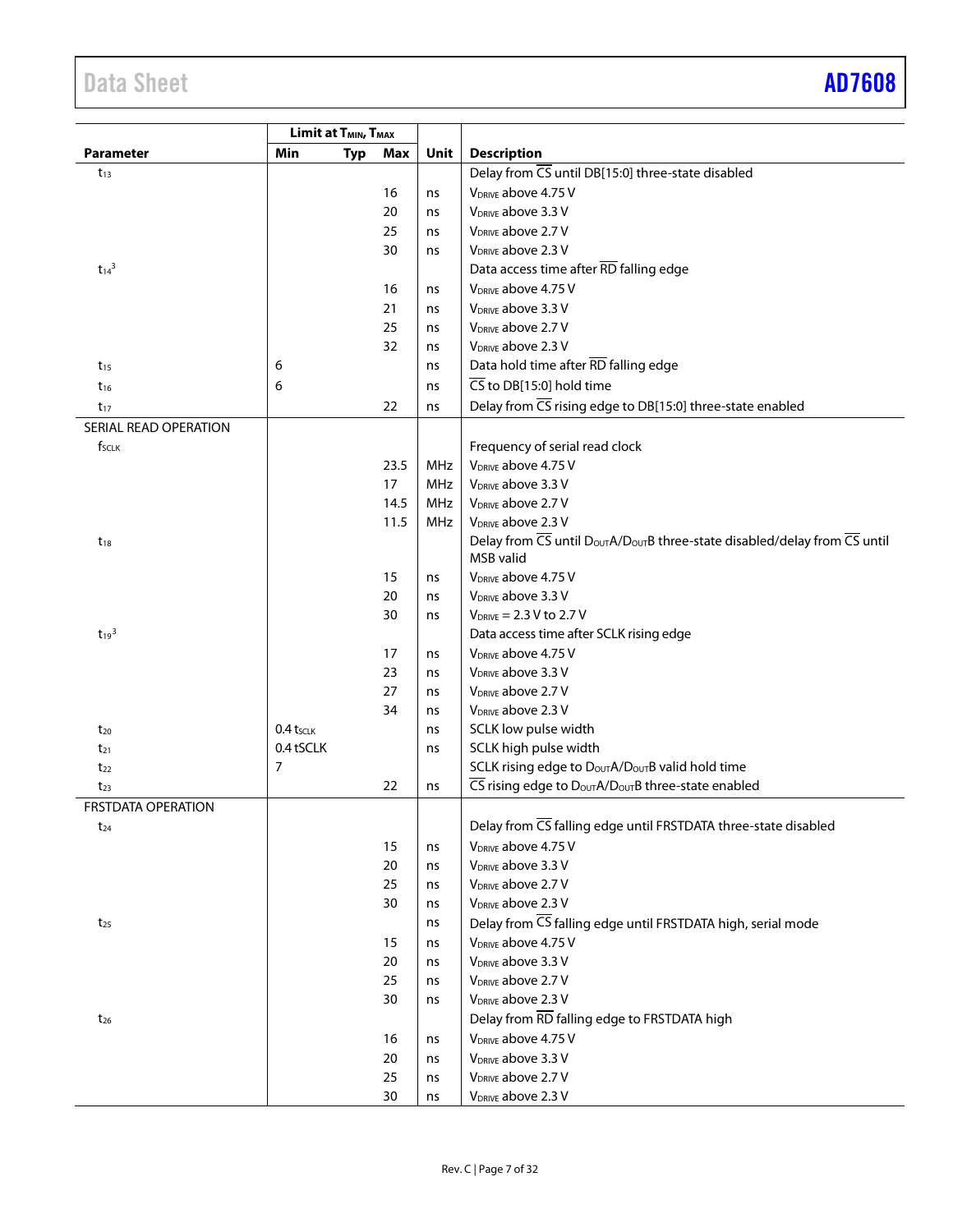| Parameter | Limit at $T_{MIN}$, $T_{MAX}$ | | | Unit | Description |
|---|---|---|---|---|---|
| | Min | Typ | Max | | |
| $t_{13}$ | | | | | Delay from $\overline{CS}$ until DB[15:0] three-state disabled |
| | | | 16 | ns | $V_{DRIVE}$ above 4.75 V |
| | | | 20 | ns | $V_{DRIVE}$ above 3.3 V |
| | | | 25 | ns | $V_{DRIVE}$ above 2.7 V |
| | | | 30 | ns | $V_{DRIVE}$ above 2.3 V |
| $t_{14}$[3] | | | | | Data access time after $\overline{RD}$ falling edge |
| | | | 16 | ns | $V_{DRIVE}$ above 4.75 V |
| | | | 21 | ns | $V_{DRIVE}$ above 3.3 V |
| | | | 25 | ns | $V_{DRIVE}$ above 2.7 V |
| | | | 32 | ns | $V_{DRIVE}$ above 2.3 V |
| $t_{15}$ | 6 | | | ns | Data hold time after $\overline{RD}$ falling edge |
| $t_{16}$ | 6 | | | ns | $\overline{CS}$ to DB[15:0] hold time |
| $t_{17}$ | | | 22 | ns | Delay from $\overline{CS}$ rising edge to DB[15:0] three-state enabled |
| SERIAL READ OPERATION | | | | | |
| $f_{SCLK}$ | | | | | Frequency of serial read clock |
| | | | 23.5 | MHz | $V_{DRIVE}$ above 4.75 V |
| | | | 17 | MHz | $V_{DRIVE}$ above 3.3 V |
| | | | 14.5 | MHz | $V_{DRIVE}$ above 2.7 V |
| | | | 11.5 | MHz | $V_{DRIVE}$ above 2.3 V |
| $t_{18}$ | | | | | Delay from $\overline{CS}$ until $D_{OUT}A/D_{OUT}B$ three-state disabled/delay from $\overline{CS}$ until MSB valid |
| | | | 15 | ns | $V_{DRIVE}$ above 4.75 V |
| | | | 20 | ns | $V_{DRIVE}$ above 3.3 V |
| | | | 30 | ns | $V_{DRIVE}$ = 2.3 V to 2.7 V |
| $t_{19}$[3] | | | | | Data access time after SCLK rising edge |
| | | | 17 | ns | $V_{DRIVE}$ above 4.75 V |
| | | | 23 | ns | $V_{DRIVE}$ above 3.3 V |
| | | | 27 | ns | $V_{DRIVE}$ above 2.7 V |
| | | | 34 | ns | $V_{DRIVE}$ above 2.3 V |
| $t_{20}$ | 0.4 $t_{SCLK}$ | | | ns | SCLK low pulse width |
| $t_{21}$ | 0.4 tSCLK | | | ns | SCLK high pulse width |
| $t_{22}$ | 7 | | | | SCLK rising edge to $D_{OUT}A/D_{OUT}B$ valid hold time |
| $t_{23}$ | | | 22 | ns | $\overline{CS}$ rising edge to $D_{OUT}A/D_{OUT}B$ three-state enabled |
| FRSTDATA OPERATION | | | | | |
| $t_{24}$ | | | | | Delay from $\overline{CS}$ falling edge until FRSTDATA three-state disabled |
| | | | 15 | ns | $V_{DRIVE}$ above 4.75 V |
| | | | 20 | ns | $V_{DRIVE}$ above 3.3 V |
| | | | 25 | ns | $V_{DRIVE}$ above 2.7 V |
| | | | 30 | ns | $V_{DRIVE}$ above 2.3 V |
| $t_{25}$ | | | | ns | Delay from $\overline{CS}$ falling edge until FRSTDATA high, serial mode |
| | | | 15 | ns | $V_{DRIVE}$ above 4.75 V |
| | | | 20 | ns | $V_{DRIVE}$ above 3.3 V |
| | | | 25 | ns | $V_{DRIVE}$ above 2.7 V |
| | | | 30 | ns | $V_{DRIVE}$ above 2.3 V |
| $t_{26}$ | | | | | Delay from $\overline{RD}$ falling edge to FRSTDATA high |
| | | | 16 | ns | $V_{DRIVE}$ above 4.75 V |
| | | | 20 | ns | $V_{DRIVE}$ above 3.3 V |
| | | | 25 | ns | $V_{DRIVE}$ above 2.7 V |
| | | | 30 | ns | $V_{DRIVE}$ above 2.3 V |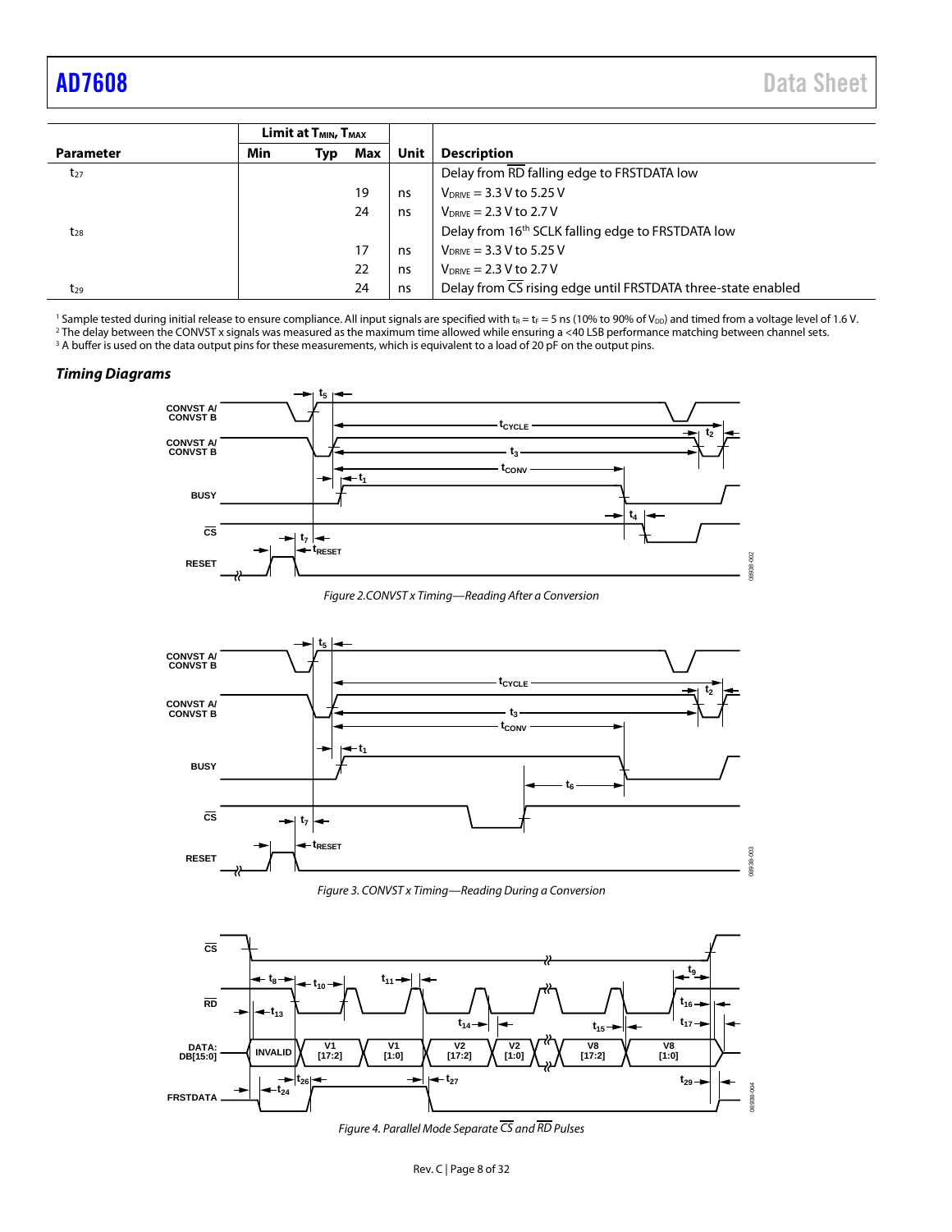| Parameter | Limit at $T_{MIN}$, $T_{MAX}$ | | | Unit | Description |
|---|---|---|---|---|---|
| | Min | Typ | Max | | |
| $t_{27}$ | | | | | Delay from $\overline{RD}$ falling edge to FRSTDATA low |
| | | | 19 | ns | $V_{DRIVE}$ = 3.3 V to 5.25 V |
| | | | 24 | ns | $V_{DRIVE}$ = 2.3 V to 2.7 V |
| $t_{28}$ | | | | | Delay from 16th SCLK falling edge to FRSTDATA low |
| | | | 17 | ns | $V_{DRIVE}$ = 3.3 V to 5.25 V |
| | | | 22 | ns | $V_{DRIVE}$ = 2.3 V to 2.7 V |
| $t_{29}$ | | | 24 | ns | Delay from $\overline{CS}$ rising edge until FRSTDATA three-state enabled |

[1] Sample tested during initial release to ensure compliance. All input signals are specified with $t_R = t_F = 5$ ns (10% to 90% of $V_{DD}$) and timed from a voltage level of 1.6 V.
[2] The delay between the CONVST x signals was measured as the maximum time allowed while ensuring a <40 LSB performance matching between channel sets.
[3] A buffer is used on the data output pins for these measurements, which is equivalent to a load of 20 pF on the output pins.

### *Timing Diagrams*

*Figure 2.CONVST x Timing—Reading After a Conversion*

*Figure 3. CONVST x Timing—Reading During a Conversion*

*Figure 4. Parallel Mode Separate $\overline{CS}$ and $\overline{RD}$ Pulses*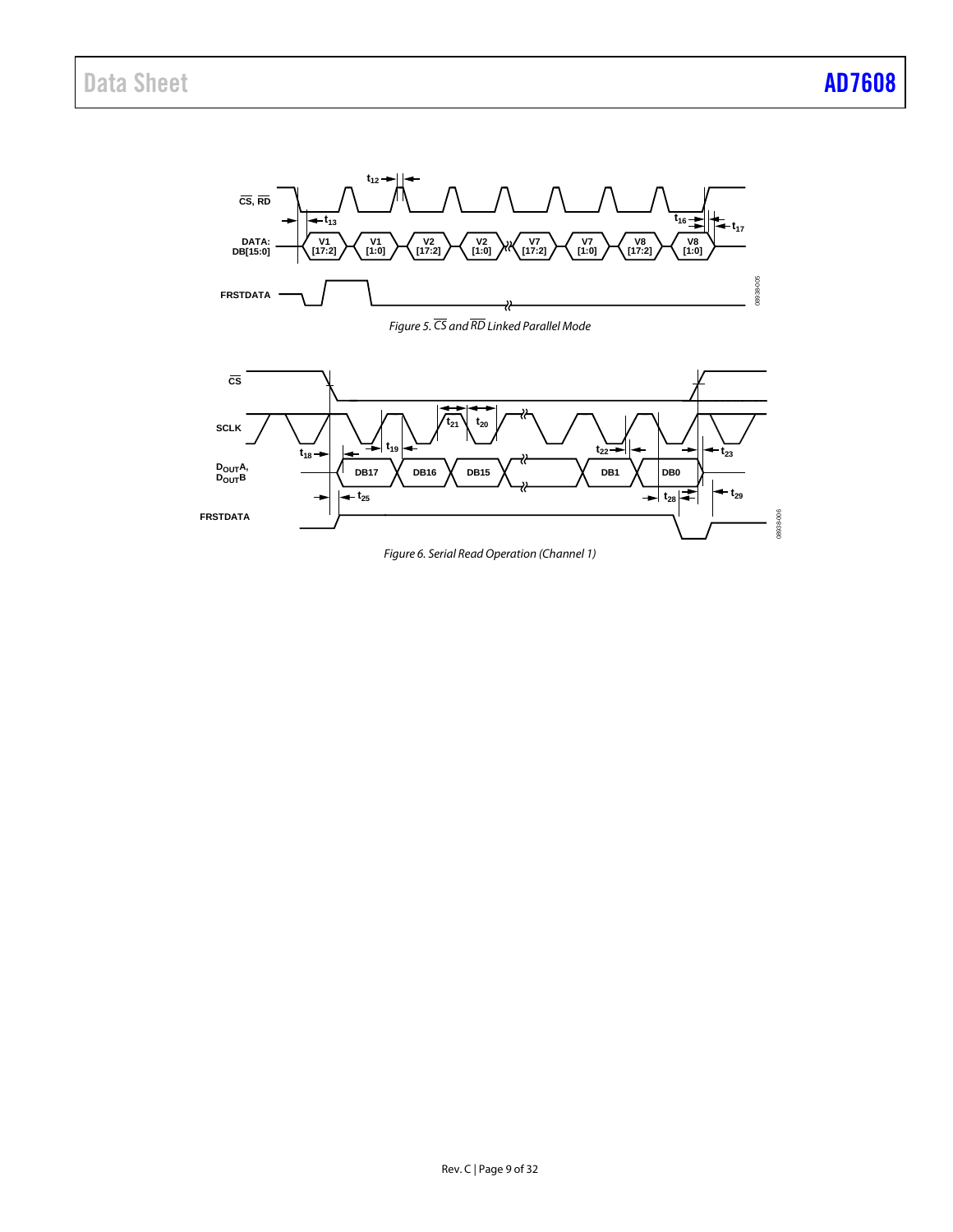Figure 5. $\overline{CS}$ and $\overline{RD}$ Linked Parallel Mode

Figure 6. Serial Read Operation (Channel 1)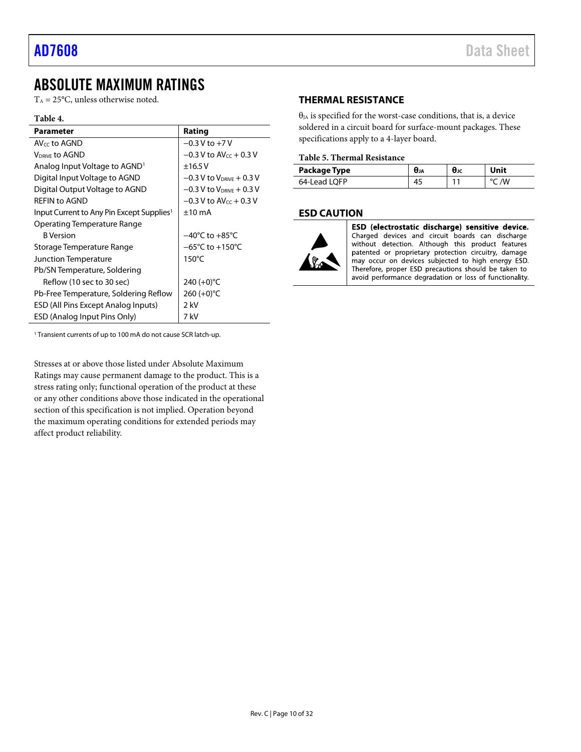## ABSOLUTE MAXIMUM RATINGS

$T_A$ = 25°C, unless otherwise noted.

**Table 4.**

| Parameter | Rating |
| --- | --- |
| $AV_{CC}$ to AGND | −0.3 V to +7 V |
| $V_{DRIVE}$ to AGND | −0.3 V to $AV_{CC}$ + 0.3 V |
| Analog Input Voltage to AGND[1] | ±16.5 V |
| Digital Input Voltage to AGND | −0.3 V to $V_{DRIVE}$ + 0.3 V |
| Digital Output Voltage to AGND | −0.3 V to $V_{DRIVE}$ + 0.3 V |
| REFIN to AGND | −0.3 V to $AV_{CC}$ + 0.3 V |
| Input Current to Any Pin Except Supplies[1] | ±10 mA |
| Operating Temperature Range | |
| B Version | −40°C to +85°C |
| Storage Temperature Range | −65°C to +150°C |
| Junction Temperature | 150°C |
| Pb/SN Temperature, Soldering | |
| Reflow (10 sec to 30 sec) | 240 (+0)°C |
| Pb-Free Temperature, Soldering Reflow | 260 (+0)°C |
| ESD (All Pins Except Analog Inputs) | 2 kV |
| ESD (Analog Input Pins Only) | 7 kV |

[1] Transient currents of up to 100 mA do not cause SCR latch-up.

Stresses at or above those listed under Absolute Maximum Ratings may cause permanent damage to the product. This is a stress rating only; functional operation of the product at these or any other conditions above those indicated in the operational section of this specification is not implied. Operation beyond the maximum operating conditions for extended periods may affect product reliability.

### THERMAL RESISTANCE

$\theta_{JA}$ is specified for the worst-case conditions, that is, a device soldered in a circuit board for surface-mount packages. These specifications apply to a 4-layer board.

**Table 5. Thermal Resistance**

| Package Type | $\theta_{JA}$ | $\theta_{JC}$ | Unit |
| --- | --- | --- | --- |
| 64-Lead LQFP | 45 | 11 | °C /W |

### ESD CAUTION

**ESD (electrostatic discharge) sensitive device.** Charged devices and circuit boards can discharge without detection. Although this product features patented or proprietary protection circuitry, damage may occur on devices subjected to high energy ESD. Therefore, proper ESD precautions should be taken to avoid performance degradation or loss of functionality.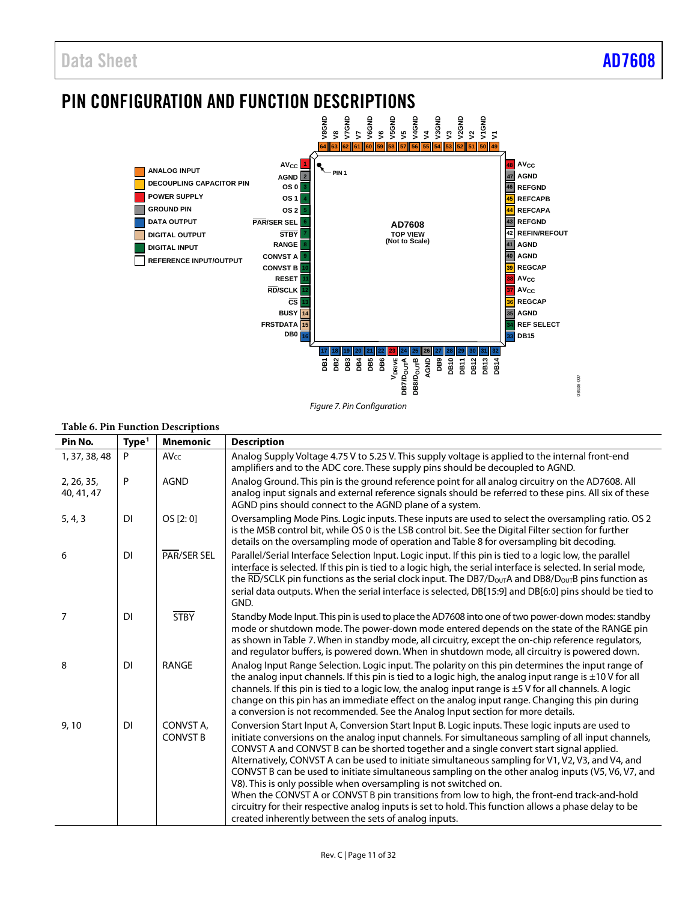# PIN CONFIGURATION AND FUNCTION DESCRIPTIONS

Figure 7. Pin Configuration

**Table 6. Pin Function Descriptions**

| Pin No. | Type[1] | Mnemonic | Description |
|---|---|---|---|
| 1, 37, 38, 48 | P | $AV_{CC}$ | Analog Supply Voltage 4.75 V to 5.25 V. This supply voltage is applied to the internal front-end amplifiers and to the ADC core. These supply pins should be decoupled to AGND. |
| 2, 26, 35, 40, 41, 47 | P | AGND | Analog Ground. This pin is the ground reference point for all analog circuitry on the AD7608. All analog input signals and external reference signals should be referred to these pins. All six of these AGND pins should connect to the AGND plane of a system. |
| 5, 4, 3 | DI | OS [2: 0] | Oversampling Mode Pins. Logic inputs. These inputs are used to select the oversampling ratio. OS 2 is the MSB control bit, while OS 0 is the LSB control bit. See the Digital Filter section for further details on the oversampling mode of operation and Table 8 for oversampling bit decoding. |
| 6 | DI | $\overline{PAR}$/SER SEL | Parallel/Serial Interface Selection Input. Logic input. If this pin is tied to a logic low, the parallel interface is selected. If this pin is tied to a logic high, the serial interface is selected. In serial mode, the $\overline{RD}$/SCLK pin functions as the serial clock input. The DB7/$D_{OUT}$A and DB8/$D_{OUT}$B pins function as serial data outputs. When the serial interface is selected, DB[15:9] and DB[6:0] pins should be tied to GND. |
| 7 | DI | $\overline{STBY}$ | Standby Mode Input. This pin is used to place the AD7608 into one of two power-down modes: standby mode or shutdown mode. The power-down mode entered depends on the state of the RANGE pin as shown in Table 7. When in standby mode, all circuitry, except the on-chip reference regulators, and regulator buffers, is powered down. When in shutdown mode, all circuitry is powered down. |
| 8 | DI | RANGE | Analog Input Range Selection. Logic input. The polarity on this pin determines the input range of the analog input channels. If this pin is tied to a logic high, the analog input range is ±10 V for all channels. If this pin is tied to a logic low, the analog input range is ±5 V for all channels. A logic change on this pin has an immediate effect on the analog input range. Changing this pin during a conversion is not recommended. See the Analog Input section for more details. |
| 9, 10 | DI | CONVST A, CONVST B | Conversion Start Input A, Conversion Start Input B. Logic inputs. These logic inputs are used to initiate conversions on the analog input channels. For simultaneous sampling of all input channels, CONVST A and CONVST B can be shorted together and a single convert start signal applied. Alternatively, CONVST A can be used to initiate simultaneous sampling for V1, V2, V3, and V4, and CONVST B can be used to initiate simultaneous sampling on the other analog inputs (V5, V6, V7, and V8). This is only possible when oversampling is not switched on. When the CONVST A or CONVST B pin transitions from low to high, the front-end track-and-hold circuitry for their respective analog inputs is set to hold. This function allows a phase delay to be created inherently between the sets of analog inputs. |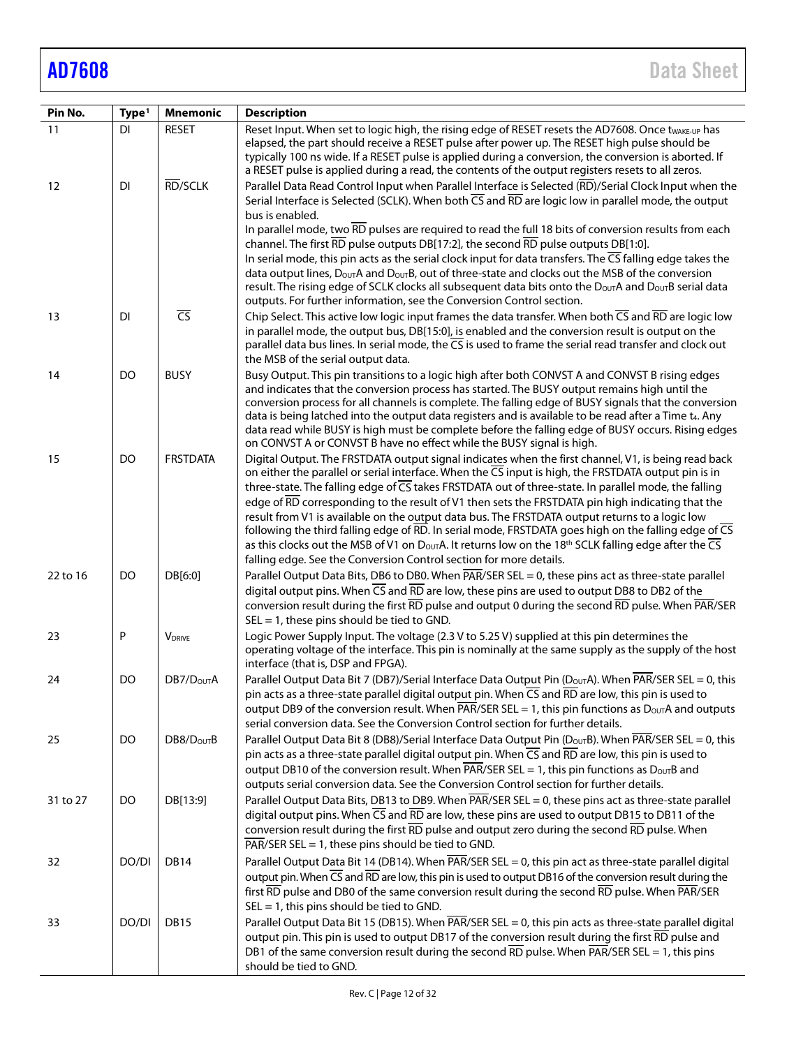| Pin No. | Type[1] | Mnemonic | Description |
|---|---|---|---|
| 11 | DI | RESET | Reset Input. When set to logic high, the rising edge of RESET resets the AD7608. Once $t_{WAKE-UP}$ has elapsed, the part should receive a RESET pulse after power up. The RESET high pulse should be typically 100 ns wide. If a RESET pulse is applied during a conversion, the conversion is aborted. If a RESET pulse is applied during a read, the contents of the output registers resets to all zeros. |
| 12 | DI | $\overline{RD}$/SCLK | Parallel Data Read Control Input when Parallel Interface is Selected ($\overline{RD}$)/Serial Clock Input when the Serial Interface is Selected (SCLK). When both $\overline{CS}$ and $\overline{RD}$ are logic low in parallel mode, the output bus is enabled. In parallel mode, two $\overline{RD}$ pulses are required to read the full 18 bits of conversion results from each channel. The first $\overline{RD}$ pulse outputs DB[17:2], the second $\overline{RD}$ pulse outputs DB[1:0]. In serial mode, this pin acts as the serial clock input for data transfers. The $\overline{CS}$ falling edge takes the data output lines, $D_{OUT}A$ and $D_{OUT}B$, out of three-state and clocks out the MSB of the conversion result. The rising edge of SCLK clocks all subsequent data bits onto the $D_{OUT}A$ and $D_{OUT}B$ serial data outputs. For further information, see the Conversion Control section. |
| 13 | DI | $\overline{CS}$ | Chip Select. This active low logic input frames the data transfer. When both $\overline{CS}$ and $\overline{RD}$ are logic low in parallel mode, the output bus, DB[15:0], is enabled and the conversion result is output on the parallel data bus lines. In serial mode, the $\overline{CS}$ is used to frame the serial read transfer and clock out the MSB of the serial output data. |
| 14 | DO | BUSY | Busy Output. This pin transitions to a logic high after both CONVST A and CONVST B rising edges and indicates that the conversion process has started. The BUSY output remains high until the conversion process for all channels is complete. The falling edge of BUSY signals that the conversion data is being latched into the output data registers and is available to be read after a Time $t_4$. Any data read while BUSY is high must be complete before the falling edge of BUSY occurs. Rising edges on CONVST A or CONVST B have no effect while the BUSY signal is high. |
| 15 | DO | FRSTDATA | Digital Output. The FRSTDATA output signal indicates when the first channel, V1, is being read back on either the parallel or serial interface. When the $\overline{CS}$ input is high, the FRSTDATA output pin is in three-state. The falling edge of $\overline{CS}$ takes FRSTDATA out of three-state. In parallel mode, the falling edge of $\overline{RD}$ corresponding to the result of V1 then sets the FRSTDATA pin high indicating that the result from V1 is available on the output data bus. The FRSTDATA output returns to a logic low following the third falling edge of $\overline{RD}$. In serial mode, FRSTDATA goes high on the falling edge of $\overline{CS}$ as this clocks out the MSB of V1 on $D_{OUT}A$. It returns low on the 18th SCLK falling edge after the $\overline{CS}$ falling edge. See the Conversion Control section for more details. |
| 22 to 16 | DO | DB[6:0] | Parallel Output Data Bits, DB6 to DB0. When $\overline{PAR}$/SER SEL = 0, these pins act as three-state parallel digital output pins. When $\overline{CS}$ and $\overline{RD}$ are low, these pins are used to output DB8 to DB2 of the conversion result during the first $\overline{RD}$ pulse and output 0 during the second $\overline{RD}$ pulse. When $\overline{PAR}$/SER SEL = 1, these pins should be tied to GND. |
| 23 | P | $V_{DRIVE}$ | Logic Power Supply Input. The voltage (2.3 V to 5.25 V) supplied at this pin determines the operating voltage of the interface. This pin is nominally at the same supply as the supply of the host interface (that is, DSP and FPGA). |
| 24 | DO | DB7/$D_{OUT}A$ | Parallel Output Data Bit 7 (DB7)/Serial Interface Data Output Pin ($D_{OUT}A$). When $\overline{PAR}$/SER SEL = 0, this pin acts as a three-state parallel digital output pin. When $\overline{CS}$ and $\overline{RD}$ are low, this pin is used to output DB9 of the conversion result. When $\overline{PAR}$/SER SEL = 1, this pin functions as $D_{OUT}A$ and outputs serial conversion data. See the Conversion Control section for further details. |
| 25 | DO | DB8/$D_{OUT}B$ | Parallel Output Data Bit 8 (DB8)/Serial Interface Data Output Pin ($D_{OUT}B$). When $\overline{PAR}$/SER SEL = 0, this pin acts as a three-state parallel digital output pin. When $\overline{CS}$ and $\overline{RD}$ are low, this pin is used to output DB10 of the conversion result. When $\overline{PAR}$/SER SEL = 1, this pin functions as $D_{OUT}B$ and outputs serial conversion data. See the Conversion Control section for further details. |
| 31 to 27 | DO | DB[13:9] | Parallel Output Data Bits, DB13 to DB9. When $\overline{PAR}$/SER SEL = 0, these pins act as three-state parallel digital output pins. When $\overline{CS}$ and $\overline{RD}$ are low, these pins are used to output DB15 to DB11 of the conversion result during the first $\overline{RD}$ pulse and output zero during the second $\overline{RD}$ pulse. When $\overline{PAR}$/SER SEL = 1, these pins should be tied to GND. |
| 32 | DO/DI | DB14 | Parallel Output Data Bit 14 (DB14). When $\overline{PAR}$/SER SEL = 0, this pin act as three-state parallel digital output pin. When $\overline{CS}$ and $\overline{RD}$ are low, this pin is used to output DB16 of the conversion result during the first $\overline{RD}$ pulse and DB0 of the same conversion result during the second $\overline{RD}$ pulse. When $\overline{PAR}$/SER SEL = 1, this pins should be tied to GND. |
| 33 | DO/DI | DB15 | Parallel Output Data Bit 15 (DB15). When $\overline{PAR}$/SER SEL = 0, this pin acts as three-state parallel digital output pin. This pin is used to output DB17 of the conversion result during the first $\overline{RD}$ pulse and DB1 of the same conversion result during the second $\overline{RD}$ pulse. When $\overline{PAR}$/SER SEL = 1, this pins should be tied to GND. |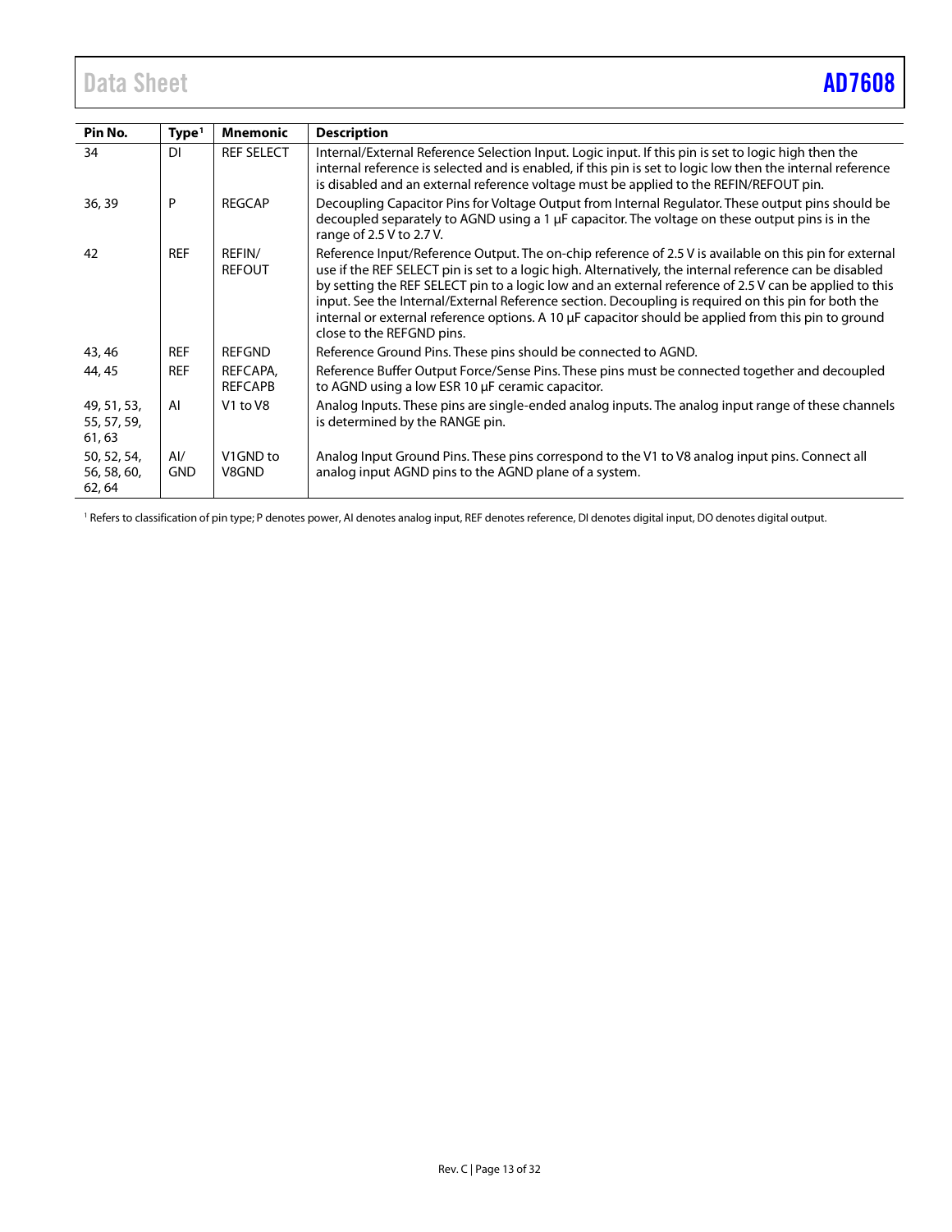| Pin No. | Type[1] | Mnemonic | Description |
|---|---|---|---|
| 34 | DI | REF SELECT | Internal/External Reference Selection Input. Logic input. If this pin is set to logic high then the internal reference is selected and is enabled, if this pin is set to logic low then the internal reference is disabled and an external reference voltage must be applied to the REFIN/REFOUT pin. |
| 36, 39 | P | REGCAP | Decoupling Capacitor Pins for Voltage Output from Internal Regulator. These output pins should be decoupled separately to AGND using a 1 µF capacitor. The voltage on these output pins is in the range of 2.5 V to 2.7 V. |
| 42 | REF | REFIN/ REFOUT | Reference Input/Reference Output. The on-chip reference of 2.5 V is available on this pin for external use if the REF SELECT pin is set to a logic high. Alternatively, the internal reference can be disabled by setting the REF SELECT pin to a logic low and an external reference of 2.5 V can be applied to this input. See the Internal/External Reference section. Decoupling is required on this pin for both the internal or external reference options. A 10 µF capacitor should be applied from this pin to ground close to the REFGND pins. |
| 43, 46 | REF | REFGND | Reference Ground Pins. These pins should be connected to AGND. |
| 44, 45 | REF | REFCAPA, REFCAPB | Reference Buffer Output Force/Sense Pins. These pins must be connected together and decoupled to AGND using a low ESR 10 µF ceramic capacitor. |
| 49, 51, 53, 55, 57, 59, 61, 63 | AI | V1 to V8 | Analog Inputs. These pins are single-ended analog inputs. The analog input range of these channels is determined by the RANGE pin. |
| 50, 52, 54, 56, 58, 60, 62, 64 | AI/ GND | V1GND to V8GND | Analog Input Ground Pins. These pins correspond to the V1 to V8 analog input pins. Connect all analog input AGND pins to the AGND plane of a system. |

[1] Refers to classification of pin type; P denotes power, AI denotes analog input, REF denotes reference, DI denotes digital input, DO denotes digital output.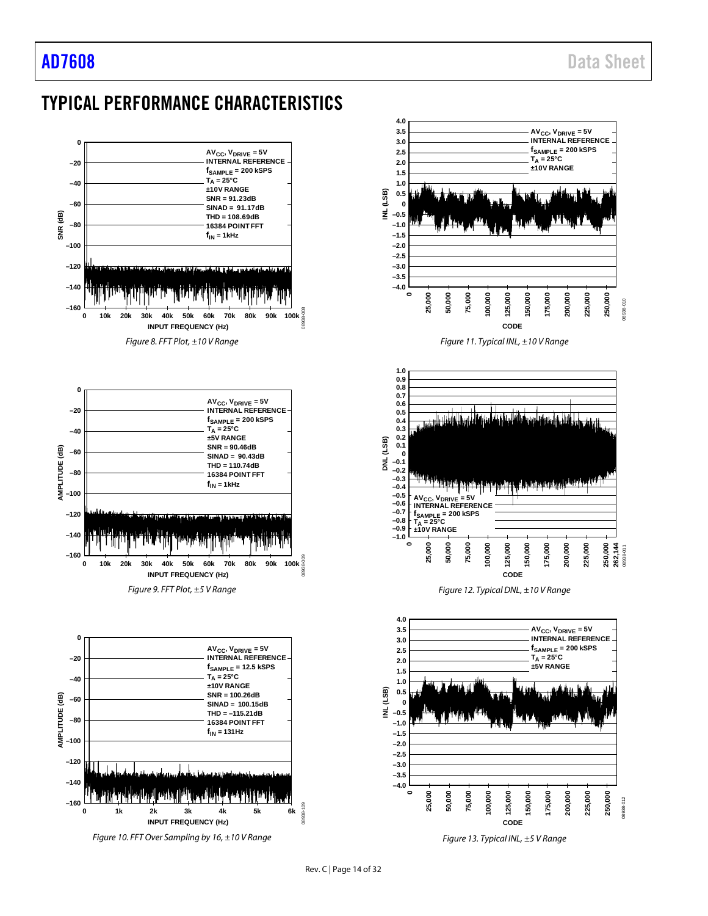## TYPICAL PERFORMANCE CHARACTERISTICS

Figure 8. FFT Plot, ±10 V Range

Figure 9. FFT Plot, ±5 V Range

Figure 10. FFT Over Sampling by 16, ±10 V Range

Figure 11. Typical INL, ±10 V Range

Figure 12. Typical DNL, ±10 V Range

Figure 13. Typical INL, ±5 V Range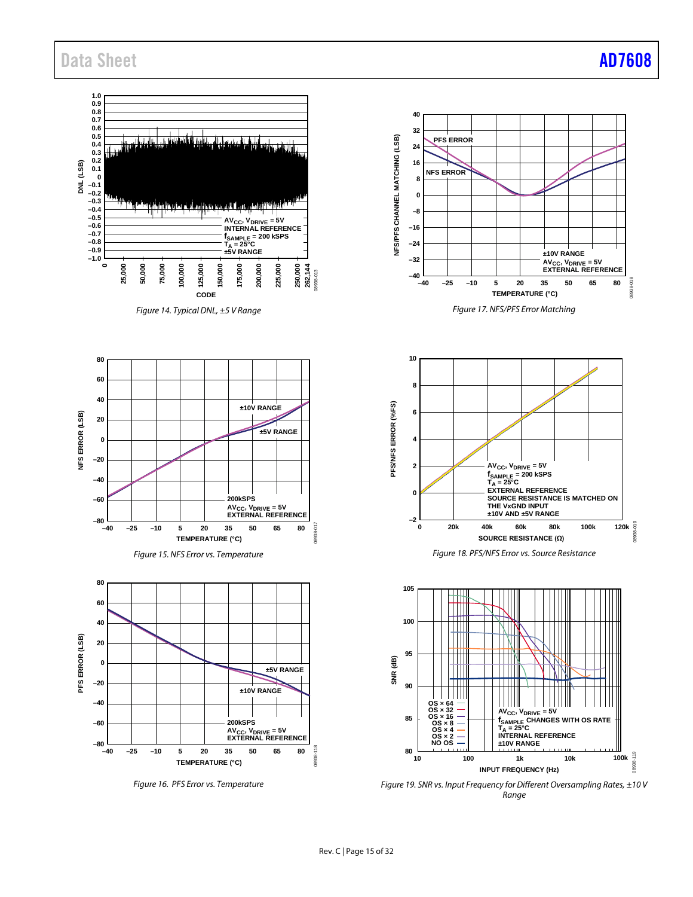Figure 14. Typical DNL, ±5 V Range

Figure 15. NFS Error vs. Temperature

Figure 16. PFS Error vs. Temperature

Figure 17. NFS/PFS Error Matching

Figure 18. PFS/NFS Error vs. Source Resistance

Figure 19. SNR vs. Input Frequency for Different Oversampling Rates, ±10 V Range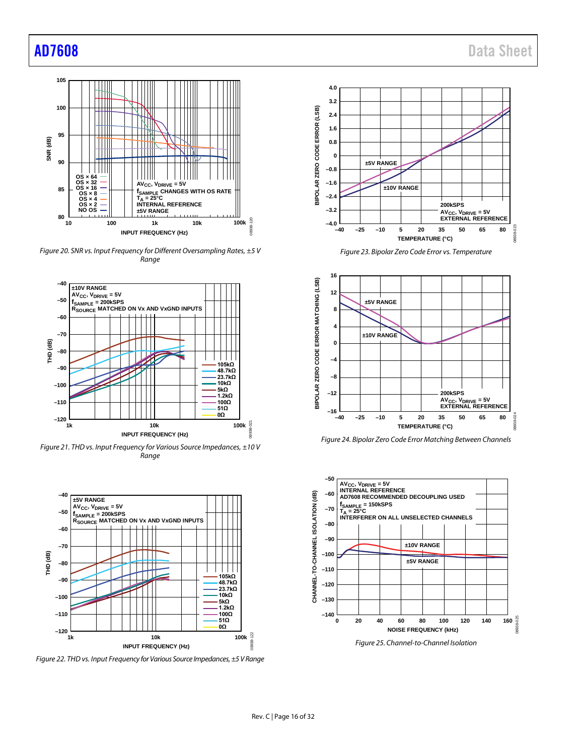Figure 20. SNR vs. Input Frequency for Different Oversampling Rates, ±5 V Range

Figure 21. THD vs. Input Frequency for Various Source Impedances, ±10 V Range

Figure 22. THD vs. Input Frequency for Various Source Impedances, ±5 V Range

Figure 23. Bipolar Zero Code Error vs. Temperature

Figure 24. Bipolar Zero Code Error Matching Between Channels

Figure 25. Channel-to-Channel Isolation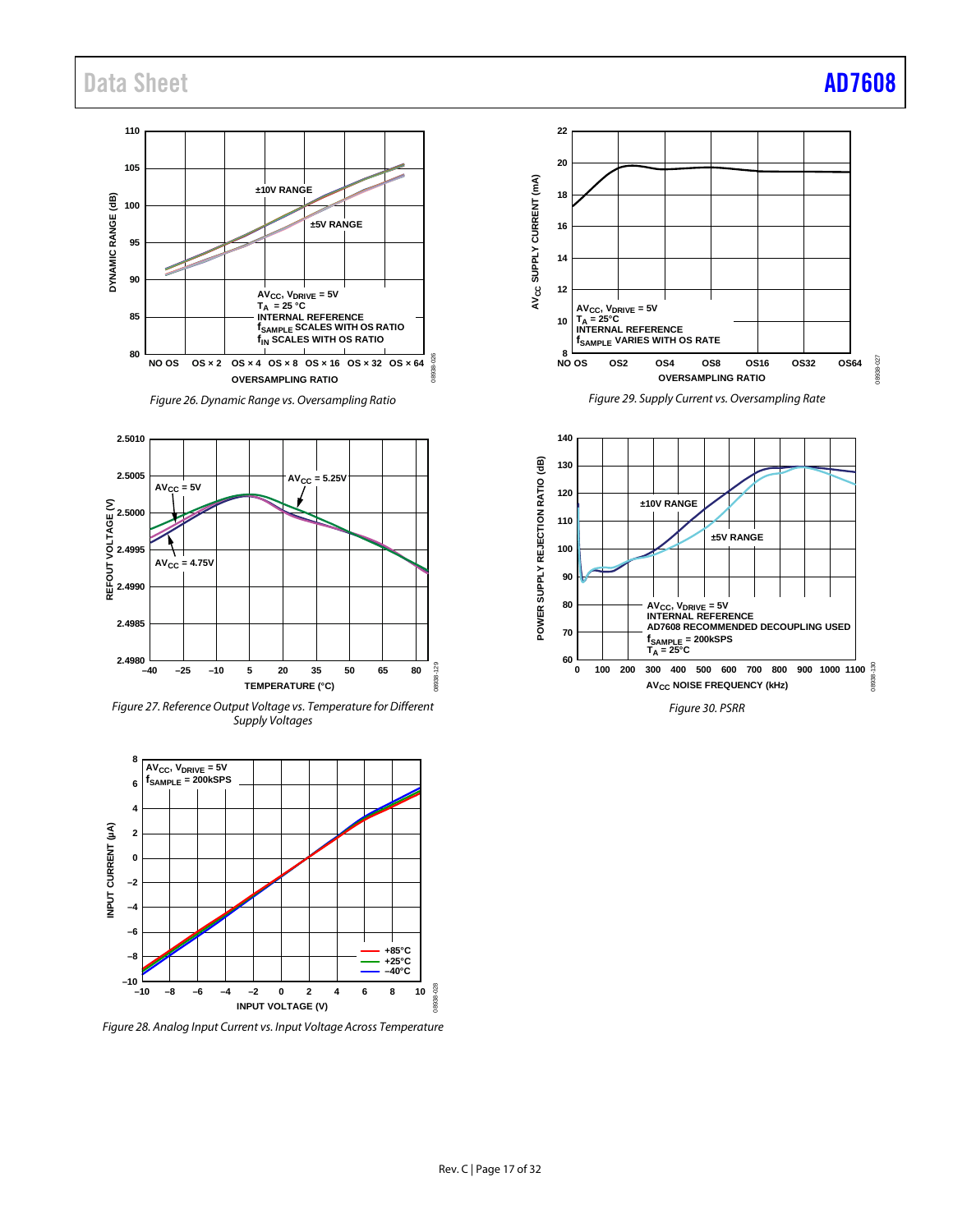Figure 26. Dynamic Range vs. Oversampling Ratio

Figure 27. Reference Output Voltage vs. Temperature for Different Supply Voltages

Figure 28. Analog Input Current vs. Input Voltage Across Temperature

Figure 29. Supply Current vs. Oversampling Rate

Figure 30. PSRR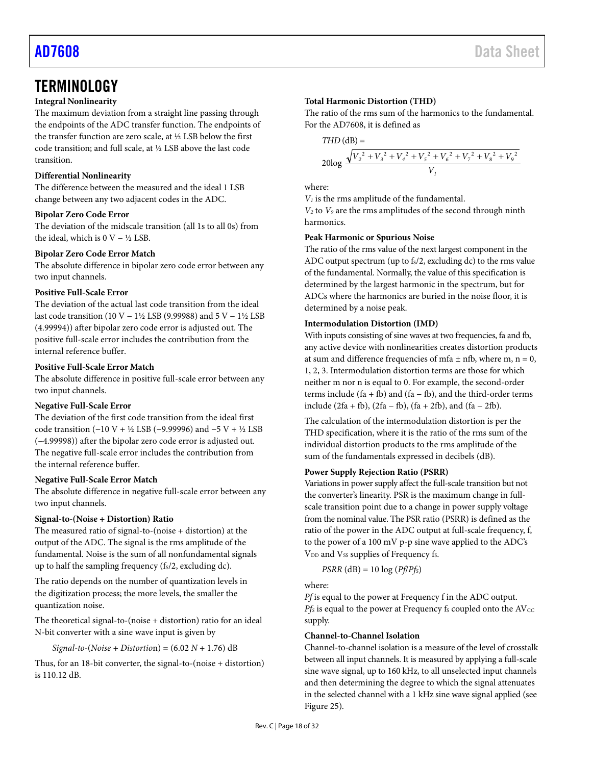## TERMINOLOGY

### Integral Nonlinearity

The maximum deviation from a straight line passing through the endpoints of the ADC transfer function. The endpoints of the transfer function are zero scale, at ½ LSB below the first code transition; and full scale, at ½ LSB above the last code transition.

### Differential Nonlinearity

The difference between the measured and the ideal 1 LSB change between any two adjacent codes in the ADC.

### Bipolar Zero Code Error

The deviation of the midscale transition (all 1s to all 0s) from the ideal, which is 0 V − ½ LSB.

### Bipolar Zero Code Error Match

The absolute difference in bipolar zero code error between any two input channels.

### Positive Full-Scale Error

The deviation of the actual last code transition from the ideal last code transition (10 V − 1½ LSB (9.99988) and 5 V − 1½ LSB (4.99994)) after bipolar zero code error is adjusted out. The positive full-scale error includes the contribution from the internal reference buffer.

### Positive Full-Scale Error Match

The absolute difference in positive full-scale error between any two input channels.

### Negative Full-Scale Error

The deviation of the first code transition from the ideal first code transition (−10 V + ½ LSB (−9.99996) and −5 V + ½ LSB (−4.99998)) after the bipolar zero code error is adjusted out. The negative full-scale error includes the contribution from the internal reference buffer.

### Negative Full-Scale Error Match

The absolute difference in negative full-scale error between any two input channels.

### Signal-to-(Noise + Distortion) Ratio

The measured ratio of signal-to-(noise + distortion) at the output of the ADC. The signal is the rms amplitude of the fundamental. Noise is the sum of all nonfundamental signals up to half the sampling frequency ($f_S/2$, excluding dc).

The ratio depends on the number of quantization levels in the digitization process; the more levels, the smaller the quantization noise.

The theoretical signal-to-(noise + distortion) ratio for an ideal N-bit converter with a sine wave input is given by

$$\text{Signal-to-(Noise + Distortion)} = (6.02\ N + 1.76)\ \text{dB}$$

Thus, for an 18-bit converter, the signal-to-(noise + distortion) is 110.12 dB.

### Total Harmonic Distortion (THD)

The ratio of the rms sum of the harmonics to the fundamental. For the AD7608, it is defined as

$$THD\ (\text{dB}) = 20\log\frac{\sqrt{V_2^2 + V_3^2 + V_4^2 + V_5^2 + V_6^2 + V_7^2 + V_8^2 + V_9^2}}{V_1}$$

where:

$V_1$ is the rms amplitude of the fundamental.

$V_2$ to $V_9$ are the rms amplitudes of the second through ninth harmonics.

### Peak Harmonic or Spurious Noise

The ratio of the rms value of the next largest component in the ADC output spectrum (up to $f_S/2$, excluding dc) to the rms value of the fundamental. Normally, the value of this specification is determined by the largest harmonic in the spectrum, but for ADCs where the harmonics are buried in the noise floor, it is determined by a noise peak.

### Intermodulation Distortion (IMD)

With inputs consisting of sine waves at two frequencies, fa and fb, any active device with nonlinearities creates distortion products at sum and difference frequencies of mfa ± nfb, where m, n = 0, 1, 2, 3. Intermodulation distortion terms are those for which neither m nor n is equal to 0. For example, the second-order terms include (fa + fb) and (fa − fb), and the third-order terms include (2fa + fb), (2fa − fb), (fa + 2fb), and (fa − 2fb).

The calculation of the intermodulation distortion is per the THD specification, where it is the ratio of the rms sum of the individual distortion products to the rms amplitude of the sum of the fundamentals expressed in decibels (dB).

### Power Supply Rejection Ratio (PSRR)

Variations in power supply affect the full-scale transition but not the converter's linearity. PSR is the maximum change in full-scale transition point due to a change in power supply voltage from the nominal value. The PSR ratio (PSRR) is defined as the ratio of the power in the ADC output at full-scale frequency, f, to the power of a 100 mV p-p sine wave applied to the ADC's $V_{DD}$ and $V_{SS}$ supplies of Frequency $f_S$.

$$PSRR\ (\text{dB}) = 10\log(Pf/Pf_S)$$

where:

$Pf$ is equal to the power at Frequency f in the ADC output.

$Pf_S$ is equal to the power at Frequency $f_S$ coupled onto the $AV_{CC}$ supply.

### Channel-to-Channel Isolation

Channel-to-channel isolation is a measure of the level of crosstalk between all input channels. It is measured by applying a full-scale sine wave signal, up to 160 kHz, to all unselected input channels and then determining the degree to which the signal attenuates in the selected channel with a 1 kHz sine wave signal applied (see Figure 25).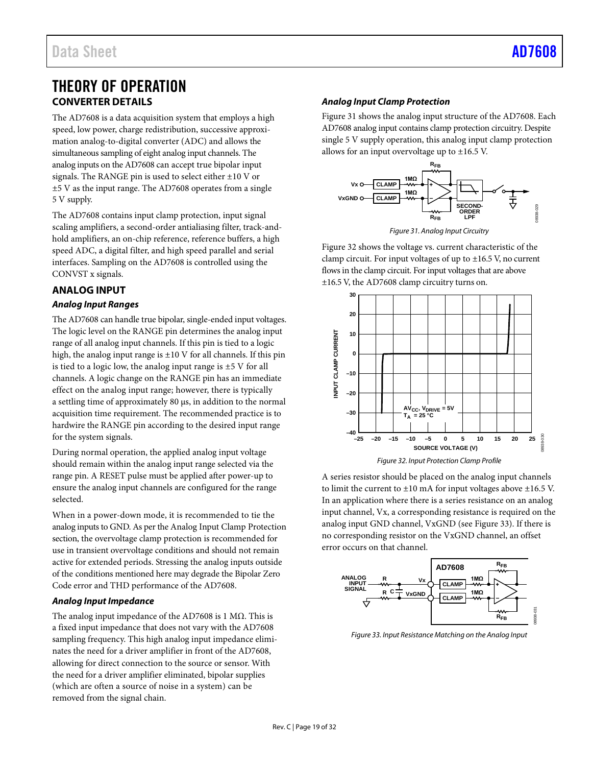# THEORY OF OPERATION

## CONVERTER DETAILS

The AD7608 is a data acquisition system that employs a high speed, low power, charge redistribution, successive approximation analog-to-digital converter (ADC) and allows the simultaneous sampling of eight analog input channels. The analog inputs on the AD7608 can accept true bipolar input signals. The RANGE pin is used to select either ±10 V or ±5 V as the input range. The AD7608 operates from a single 5 V supply.

The AD7608 contains input clamp protection, input signal scaling amplifiers, a second-order antialiasing filter, track-and-hold amplifiers, an on-chip reference, reference buffers, a high speed ADC, a digital filter, and high speed parallel and serial interfaces. Sampling on the AD7608 is controlled using the CONVST x signals.

## ANALOG INPUT

### Analog Input Ranges

The AD7608 can handle true bipolar, single-ended input voltages. The logic level on the RANGE pin determines the analog input range of all analog input channels. If this pin is tied to a logic high, the analog input range is ±10 V for all channels. If this pin is tied to a logic low, the analog input range is ±5 V for all channels. A logic change on the RANGE pin has an immediate effect on the analog input range; however, there is typically a settling time of approximately 80 µs, in addition to the normal acquisition time requirement. The recommended practice is to hardwire the RANGE pin according to the desired input range for the system signals.

During normal operation, the applied analog input voltage should remain within the analog input range selected via the range pin. A RESET pulse must be applied after power-up to ensure the analog input channels are configured for the range selected.

When in a power-down mode, it is recommended to tie the analog inputs to GND. As per the Analog Input Clamp Protection section, the overvoltage clamp protection is recommended for use in transient overvoltage conditions and should not remain active for extended periods. Stressing the analog inputs outside of the conditions mentioned here may degrade the Bipolar Zero Code error and THD performance of the AD7608.

### Analog Input Impedance

The analog input impedance of the AD7608 is 1 MΩ. This is a fixed input impedance that does not vary with the AD7608 sampling frequency. This high analog input impedance eliminates the need for a driver amplifier in front of the AD7608, allowing for direct connection to the source or sensor. With the need for a driver amplifier eliminated, bipolar supplies (which are often a source of noise in a system) can be removed from the signal chain.

### Analog Input Clamp Protection

Figure 31 shows the analog input structure of the AD7608. Each AD7608 analog input contains clamp protection circuitry. Despite single 5 V supply operation, this analog input clamp protection allows for an input overvoltage up to ±16.5 V.

Figure 31. Analog Input Circuitry

Figure 32 shows the voltage vs. current characteristic of the clamp circuit. For input voltages of up to ±16.5 V, no current flows in the clamp circuit. For input voltages that are above ±16.5 V, the AD7608 clamp circuitry turns on.

Figure 32. Input Protection Clamp Profile

A series resistor should be placed on the analog input channels to limit the current to ±10 mA for input voltages above ±16.5 V. In an application where there is a series resistance on an analog input channel, Vx, a corresponding resistance is required on the analog input GND channel, VxGND (see Figure 33). If there is no corresponding resistor on the VxGND channel, an offset error occurs on that channel.

Figure 33. Input Resistance Matching on the Analog Input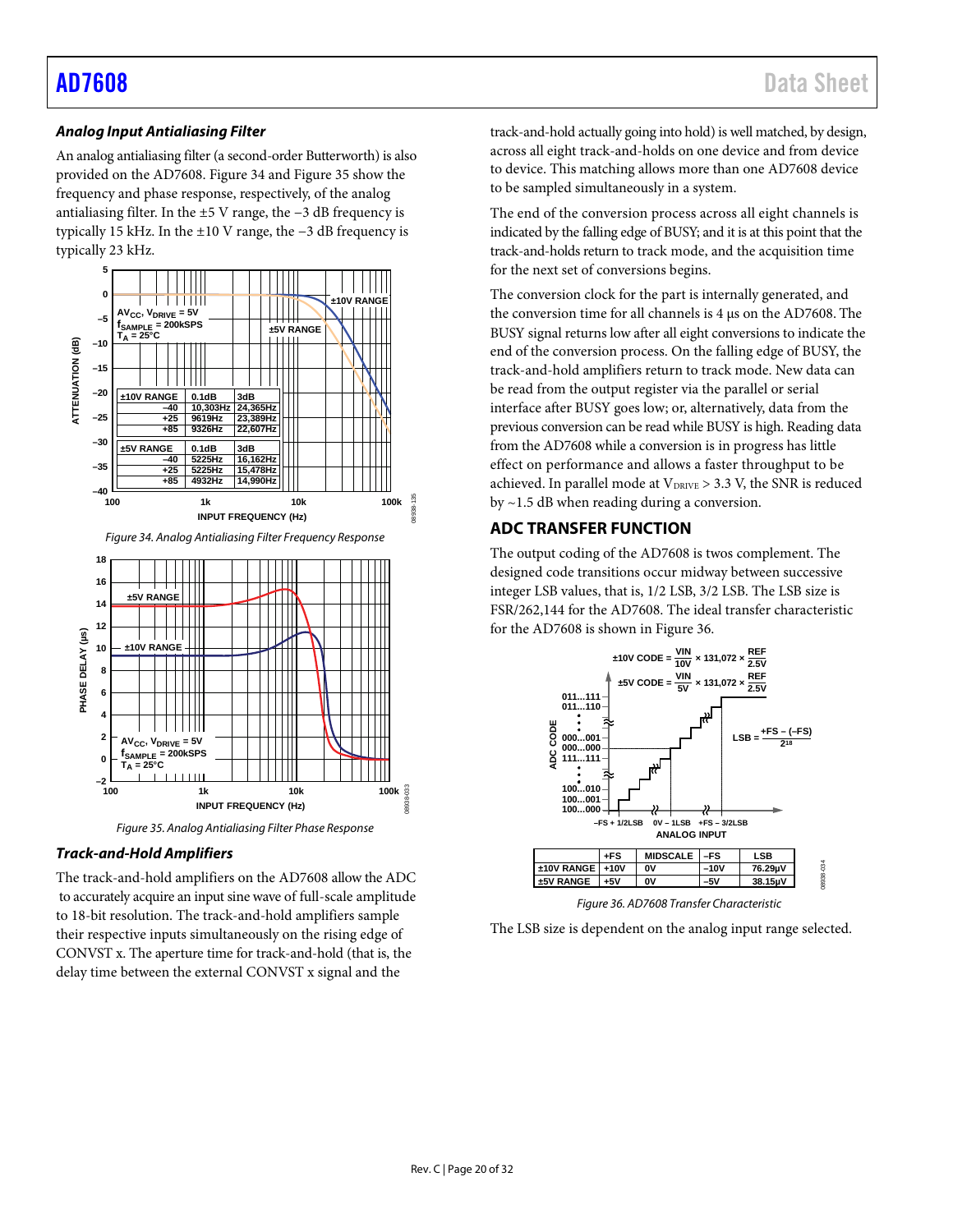### Analog Input Antialiasing Filter

An analog antialiasing filter (a second-order Butterworth) is also provided on the AD7608. Figure 34 and Figure 35 show the frequency and phase response, respectively, of the analog antialiasing filter. In the ±5 V range, the −3 dB frequency is typically 15 kHz. In the ±10 V range, the −3 dB frequency is typically 23 kHz.

| ±10V RANGE | 0.1dB | 3dB |
|---|---|---|
| −40 | 10,303Hz | 24,365Hz |
| +25 | 9619Hz | 23,389Hz |
| +85 | 9326Hz | 22,607Hz |

| ±5V RANGE | 0.1dB | 3dB |
|---|---|---|
| −40 | 5225Hz | 16,162Hz |
| +25 | 5225Hz | 15,478Hz |
| +85 | 4932Hz | 14,990Hz |

Figure 34. Analog Antialiasing Filter Frequency Response

Figure 35. Analog Antialiasing Filter Phase Response

### Track-and-Hold Amplifiers

The track-and-hold amplifiers on the AD7608 allow the ADC to accurately acquire an input sine wave of full-scale amplitude to 18-bit resolution. The track-and-hold amplifiers sample their respective inputs simultaneously on the rising edge of CONVST x. The aperture time for track-and-hold (that is, the delay time between the external CONVST x signal and the track-and-hold actually going into hold) is well matched, by design, across all eight track-and-holds on one device and from device to device. This matching allows more than one AD7608 device to be sampled simultaneously in a system.

The end of the conversion process across all eight channels is indicated by the falling edge of BUSY; and it is at this point that the track-and-holds return to track mode, and the acquisition time for the next set of conversions begins.

The conversion clock for the part is internally generated, and the conversion time for all channels is 4 µs on the AD7608. The BUSY signal returns low after all eight conversions to indicate the end of the conversion process. On the falling edge of BUSY, the track-and-hold amplifiers return to track mode. New data can be read from the output register via the parallel or serial interface after BUSY goes low; or, alternatively, data from the previous conversion can be read while BUSY is high. Reading data from the AD7608 while a conversion is in progress has little effect on performance and allows a faster throughput to be achieved. In parallel mode at $V_{DRIVE}$ > 3.3 V, the SNR is reduced by ~1.5 dB when reading during a conversion.

## ADC TRANSFER FUNCTION

The output coding of the AD7608 is twos complement. The designed code transitions occur midway between successive integer LSB values, that is, 1/2 LSB, 3/2 LSB. The LSB size is FSR/262,144 for the AD7608. The ideal transfer characteristic for the AD7608 is shown in Figure 36.

$$\pm 10V\ CODE = \frac{VIN}{10V} \times 131{,}072 \times \frac{REF}{2.5V}$$

$$\pm 5V\ CODE = \frac{VIN}{5V} \times 131{,}072 \times \frac{REF}{2.5V}$$

$$LSB = \frac{+FS - (-FS)}{2^{18}}$$

| | +FS | MIDSCALE | −FS | LSB |
|---|---|---|---|---|
| ±10V RANGE | +10V | 0V | −10V | 76.29µV |
| ±5V RANGE | +5V | 0V | −5V | 38.15µV |

Figure 36. AD7608 Transfer Characteristic

The LSB size is dependent on the analog input range selected.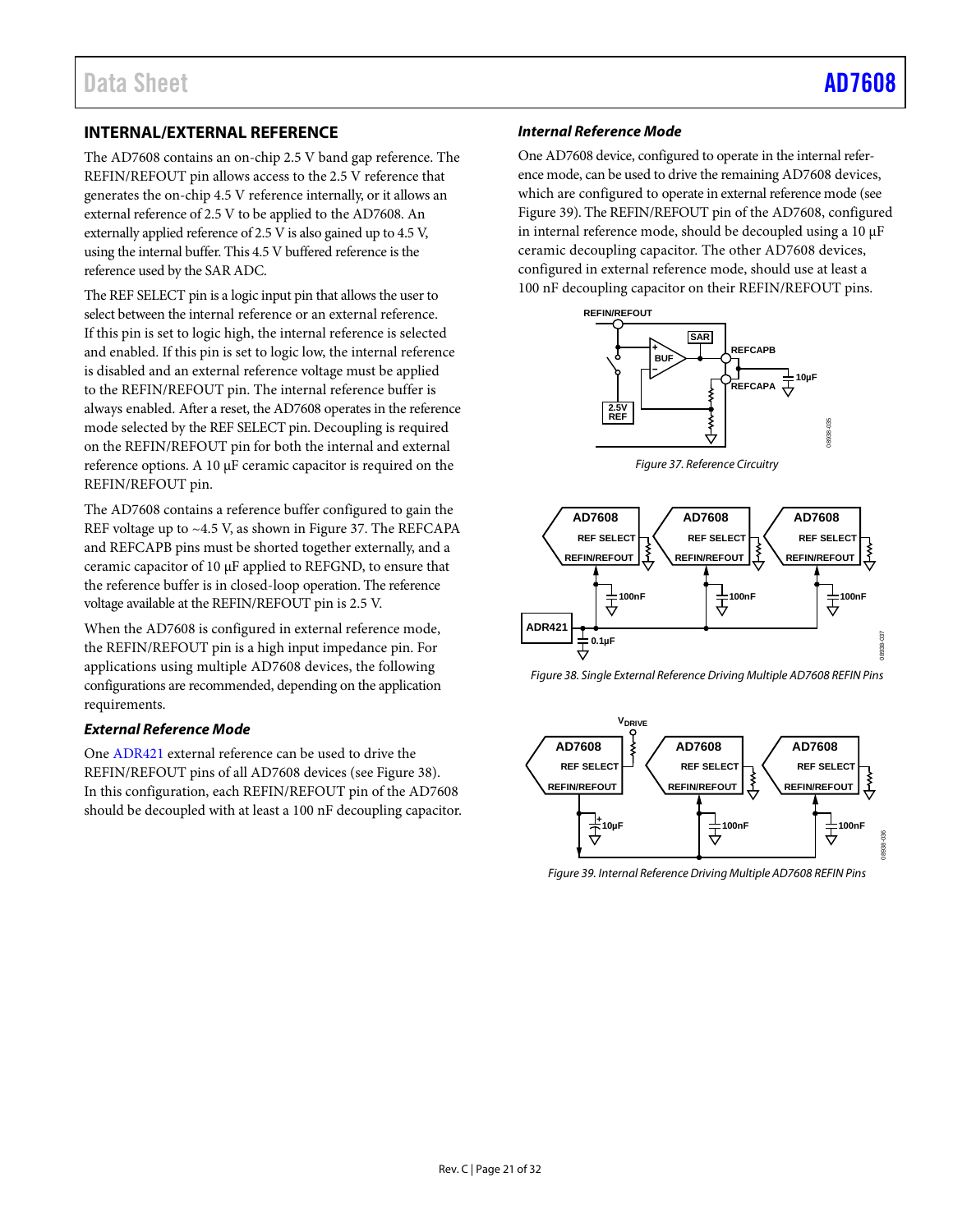## INTERNAL/EXTERNAL REFERENCE

The AD7608 contains an on-chip 2.5 V band gap reference. The REFIN/REFOUT pin allows access to the 2.5 V reference that generates the on-chip 4.5 V reference internally, or it allows an external reference of 2.5 V to be applied to the AD7608. An externally applied reference of 2.5 V is also gained up to 4.5 V, using the internal buffer. This 4.5 V buffered reference is the reference used by the SAR ADC.

The REF SELECT pin is a logic input pin that allows the user to select between the internal reference or an external reference. If this pin is set to logic high, the internal reference is selected and enabled. If this pin is set to logic low, the internal reference is disabled and an external reference voltage must be applied to the REFIN/REFOUT pin. The internal reference buffer is always enabled. After a reset, the AD7608 operates in the reference mode selected by the REF SELECT pin. Decoupling is required on the REFIN/REFOUT pin for both the internal and external reference options. A 10 μF ceramic capacitor is required on the REFIN/REFOUT pin.

The AD7608 contains a reference buffer configured to gain the REF voltage up to ~4.5 V, as shown in Figure 37. The REFCAPA and REFCAPB pins must be shorted together externally, and a ceramic capacitor of 10 μF applied to REFGND, to ensure that the reference buffer is in closed-loop operation. The reference voltage available at the REFIN/REFOUT pin is 2.5 V.

When the AD7608 is configured in external reference mode, the REFIN/REFOUT pin is a high input impedance pin. For applications using multiple AD7608 devices, the following configurations are recommended, depending on the application requirements.

### *External Reference Mode*

One ADR421 external reference can be used to drive the REFIN/REFOUT pins of all AD7608 devices (see Figure 38). In this configuration, each REFIN/REFOUT pin of the AD7608 should be decoupled with at least a 100 nF decoupling capacitor.

### *Internal Reference Mode*

One AD7608 device, configured to operate in the internal reference mode, can be used to drive the remaining AD7608 devices, which are configured to operate in external reference mode (see Figure 39). The REFIN/REFOUT pin of the AD7608, configured in internal reference mode, should be decoupled using a 10 μF ceramic decoupling capacitor. The other AD7608 devices, configured in external reference mode, should use at least a 100 nF decoupling capacitor on their REFIN/REFOUT pins.

*Figure 37. Reference Circuitry*

*Figure 38. Single External Reference Driving Multiple AD7608 REFIN Pins*

*Figure 39. Internal Reference Driving Multiple AD7608 REFIN Pins*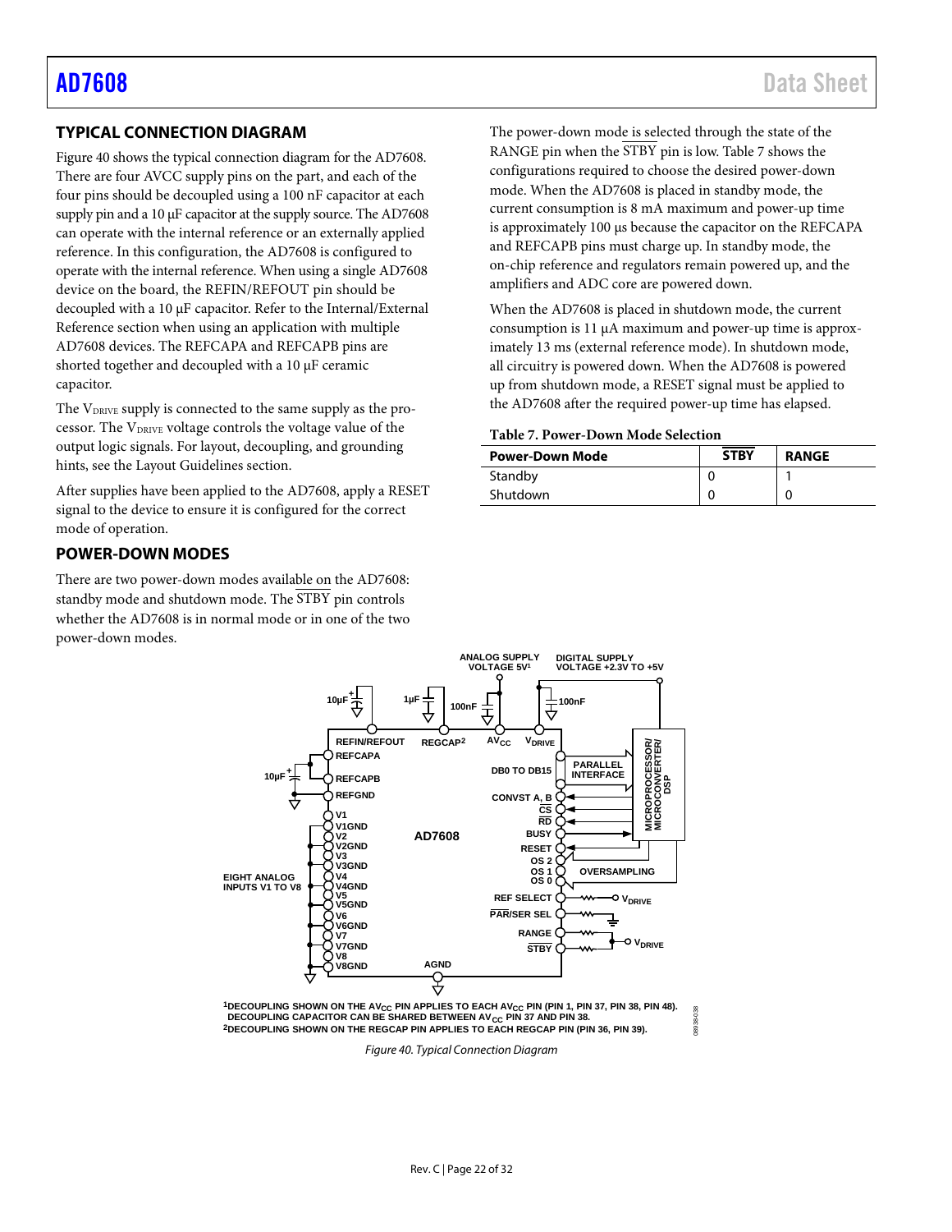## TYPICAL CONNECTION DIAGRAM

Figure 40 shows the typical connection diagram for the AD7608. There are four AVCC supply pins on the part, and each of the four pins should be decoupled using a 100 nF capacitor at each supply pin and a 10 µF capacitor at the supply source. The AD7608 can operate with the internal reference or an externally applied reference. In this configuration, the AD7608 is configured to operate with the internal reference. When using a single AD7608 device on the board, the REFIN/REFOUT pin should be decoupled with a 10 µF capacitor. Refer to the Internal/External Reference section when using an application with multiple AD7608 devices. The REFCAPA and REFCAPB pins are shorted together and decoupled with a 10 µF ceramic capacitor.

The $V_{DRIVE}$ supply is connected to the same supply as the processor. The $V_{DRIVE}$ voltage controls the voltage value of the output logic signals. For layout, decoupling, and grounding hints, see the Layout Guidelines section.

After supplies have been applied to the AD7608, apply a RESET signal to the device to ensure it is configured for the correct mode of operation.

## POWER-DOWN MODES

There are two power-down modes available on the AD7608: standby mode and shutdown mode. The $\overline{\text{STBY}}$ pin controls whether the AD7608 is in normal mode or in one of the two power-down modes.

The power-down mode is selected through the state of the RANGE pin when the $\overline{\text{STBY}}$ pin is low. Table 7 shows the configurations required to choose the desired power-down mode. When the AD7608 is placed in standby mode, the current consumption is 8 mA maximum and power-up time is approximately 100 µs because the capacitor on the REFCAPA and REFCAPB pins must charge up. In standby mode, the on-chip reference and regulators remain powered up, and the amplifiers and ADC core are powered down.

When the AD7608 is placed in shutdown mode, the current consumption is 11 µA maximum and power-up time is approximately 13 ms (external reference mode). In shutdown mode, all circuitry is powered down. When the AD7608 is powered up from shutdown mode, a RESET signal must be applied to the AD7608 after the required power-up time has elapsed.

**Table 7. Power-Down Mode Selection**

| Power-Down Mode | $\overline{\text{STBY}}$ | RANGE |
|---|---|---|
| Standby | 0 | 1 |
| Shutdown | 0 | 0 |

[1]DECOUPLING SHOWN ON THE $AV_{CC}$ PIN APPLIES TO EACH $AV_{CC}$ PIN (PIN 1, PIN 37, PIN 38, PIN 48). DECOUPLING CAPACITOR CAN BE SHARED BETWEEN $AV_{CC}$ PIN 37 AND PIN 38.
[2]DECOUPLING SHOWN ON THE REGCAP PIN APPLIES TO EACH REGCAP PIN (PIN 36, PIN 39).

*Figure 40. Typical Connection Diagram*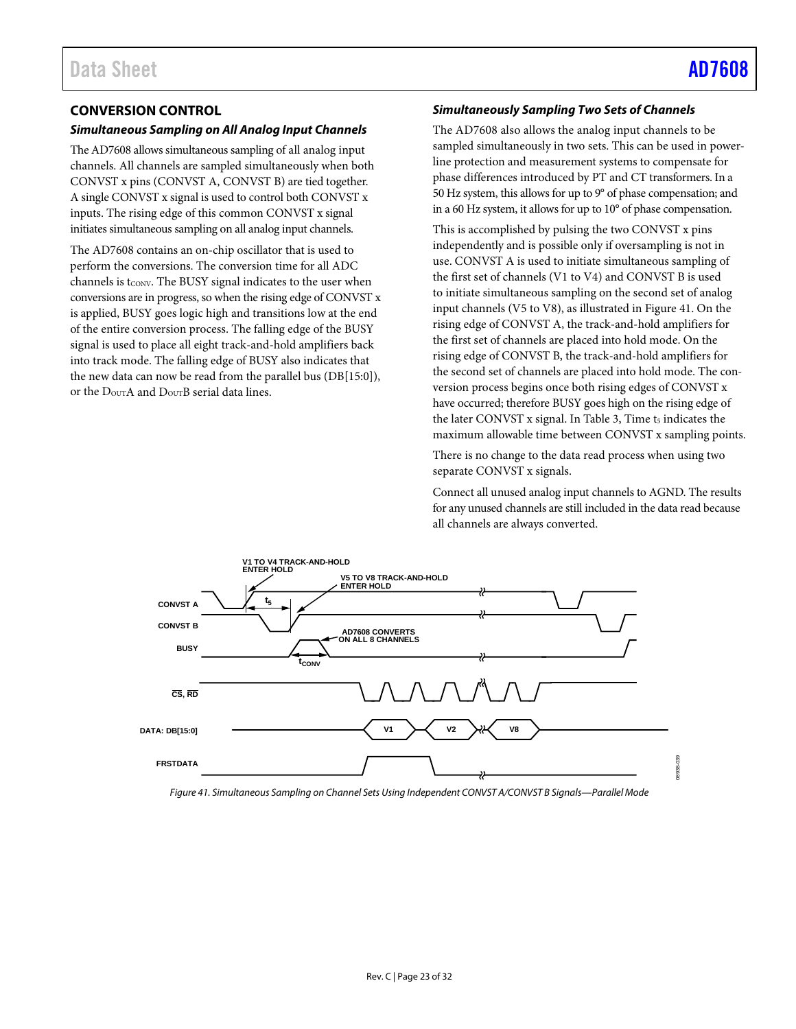## CONVERSION CONTROL

### *Simultaneous Sampling on All Analog Input Channels*

The AD7608 allows simultaneous sampling of all analog input channels. All channels are sampled simultaneously when both CONVST x pins (CONVST A, CONVST B) are tied together. A single CONVST x signal is used to control both CONVST x inputs. The rising edge of this common CONVST x signal initiates simultaneous sampling on all analog input channels.

The AD7608 contains an on-chip oscillator that is used to perform the conversions. The conversion time for all ADC channels is $t_{CONV}$. The BUSY signal indicates to the user when conversions are in progress, so when the rising edge of CONVST x is applied, BUSY goes logic high and transitions low at the end of the entire conversion process. The falling edge of the BUSY signal is used to place all eight track-and-hold amplifiers back into track mode. The falling edge of BUSY also indicates that the new data can now be read from the parallel bus (DB[15:0]), or the $D_{OUT}A$ and $D_{OUT}B$ serial data lines.

### *Simultaneously Sampling Two Sets of Channels*

The AD7608 also allows the analog input channels to be sampled simultaneously in two sets. This can be used in power-line protection and measurement systems to compensate for phase differences introduced by PT and CT transformers. In a 50 Hz system, this allows for up to 9° of phase compensation; and in a 60 Hz system, it allows for up to 10° of phase compensation.

This is accomplished by pulsing the two CONVST x pins independently and is possible only if oversampling is not in use. CONVST A is used to initiate simultaneous sampling of the first set of channels (V1 to V4) and CONVST B is used to initiate simultaneous sampling on the second set of analog input channels (V5 to V8), as illustrated in Figure 41. On the rising edge of CONVST A, the track-and-hold amplifiers for the first set of channels are placed into hold mode. On the rising edge of CONVST B, the track-and-hold amplifiers for the second set of channels are placed into hold mode. The conversion process begins once both rising edges of CONVST x have occurred; therefore BUSY goes high on the rising edge of the later CONVST x signal. In Table 3, Time $t_5$ indicates the maximum allowable time between CONVST x sampling points.

There is no change to the data read process when using two separate CONVST x signals.

Connect all unused analog input channels to AGND. The results for any unused channels are still included in the data read because all channels are always converted.

*Figure 41. Simultaneous Sampling on Channel Sets Using Independent CONVST A/CONVST B Signals—Parallel Mode*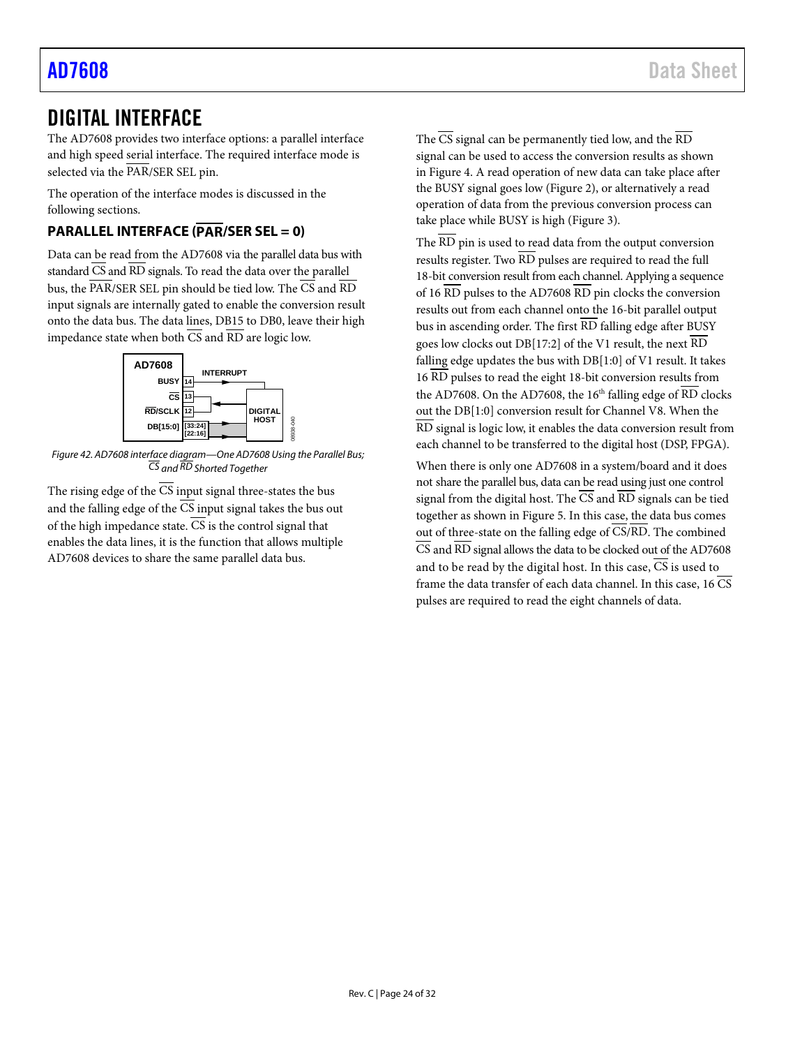# DIGITAL INTERFACE

The AD7608 provides two interface options: a parallel interface and high speed serial interface. The required interface mode is selected via the PAR/SER SEL pin.

The operation of the interface modes is discussed in the following sections.

## PARALLEL INTERFACE (PAR/SER SEL = 0)

Data can be read from the AD7608 via the parallel data bus with standard CS and RD signals. To read the data over the parallel bus, the PAR/SER SEL pin should be tied low. The CS and RD input signals are internally gated to enable the conversion result onto the data bus. The data lines, DB15 to DB0, leave their high impedance state when both CS and RD are logic low.

*Figure 42. AD7608 interface diagram—One AD7608 Using the Parallel Bus; CS and RD Shorted Together*

The rising edge of the CS input signal three-states the bus and the falling edge of the CS input signal takes the bus out of the high impedance state. CS is the control signal that enables the data lines, it is the function that allows multiple AD7608 devices to share the same parallel data bus.

The CS signal can be permanently tied low, and the RD signal can be used to access the conversion results as shown in Figure 4. A read operation of new data can take place after the BUSY signal goes low (Figure 2), or alternatively a read operation of data from the previous conversion process can take place while BUSY is high (Figure 3).

The RD pin is used to read data from the output conversion results register. Two RD pulses are required to read the full 18-bit conversion result from each channel. Applying a sequence of 16 RD pulses to the AD7608 RD pin clocks the conversion results out from each channel onto the 16-bit parallel output bus in ascending order. The first RD falling edge after BUSY goes low clocks out DB[17:2] of the V1 result, the next RD falling edge updates the bus with DB[1:0] of V1 result. It takes 16 RD pulses to read the eight 18-bit conversion results from the AD7608. On the AD7608, the 16th falling edge of RD clocks out the DB[1:0] conversion result for Channel V8. When the RD signal is logic low, it enables the data conversion result from each channel to be transferred to the digital host (DSP, FPGA).

When there is only one AD7608 in a system/board and it does not share the parallel bus, data can be read using just one control signal from the digital host. The CS and RD signals can be tied together as shown in Figure 5. In this case, the data bus comes out of three-state on the falling edge of CS/RD. The combined CS and RD signal allows the data to be clocked out of the AD7608 and to be read by the digital host. In this case, CS is used to frame the data transfer of each data channel. In this case, 16 CS pulses are required to read the eight channels of data.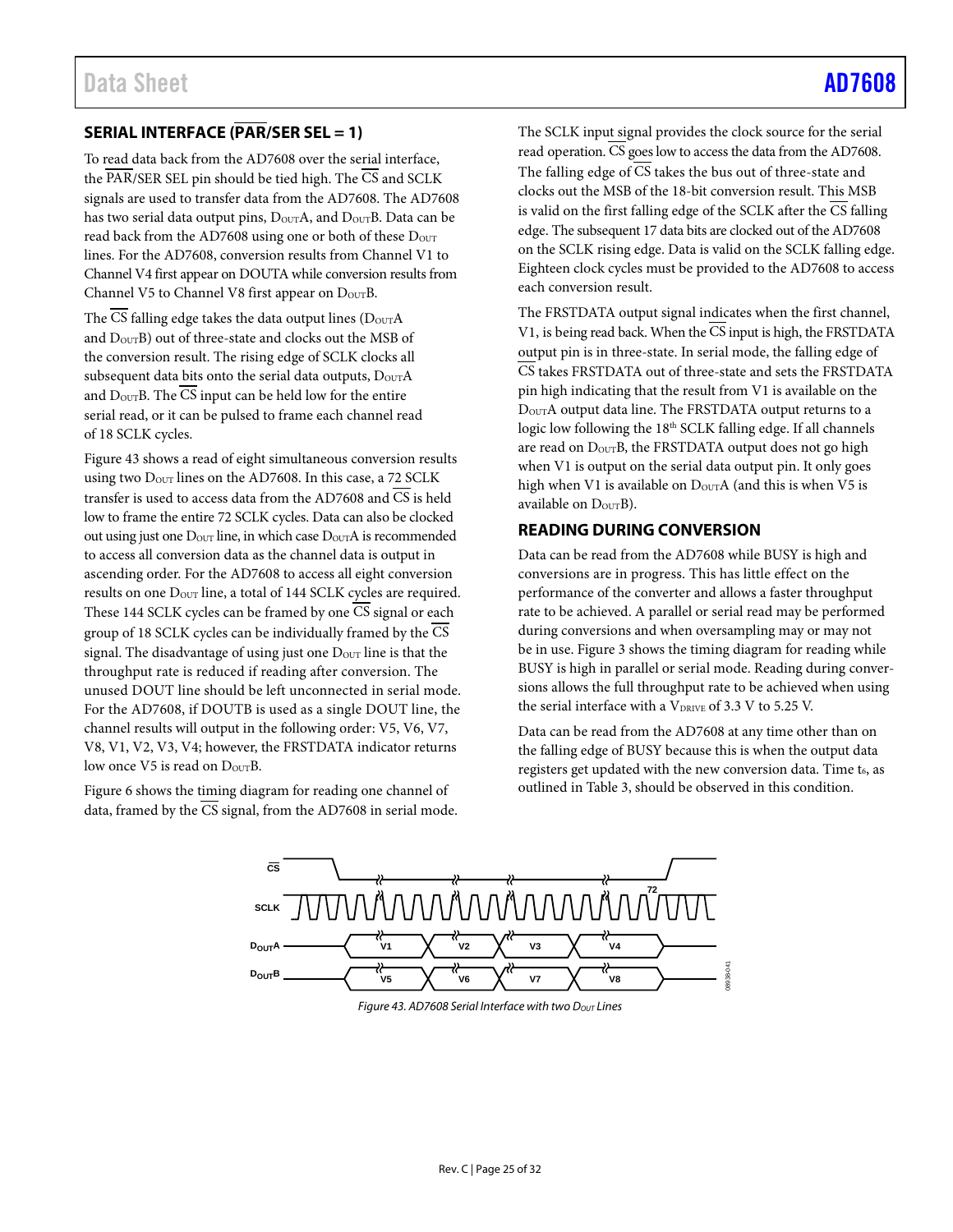## SERIAL INTERFACE (PAR/SER SEL = 1)

To read data back from the AD7608 over the serial interface, the PAR/SER SEL pin should be tied high. The CS and SCLK signals are used to transfer data from the AD7608. The AD7608 has two serial data output pins, $D_{OUT}A$, and $D_{OUT}B$. Data can be read back from the AD7608 using one or both of these $D_{OUT}$ lines. For the AD7608, conversion results from Channel V1 to Channel V4 first appear on DOUTA while conversion results from Channel V5 to Channel V8 first appear on $D_{OUT}B$.

The CS falling edge takes the data output lines ($D_{OUT}A$ and $D_{OUT}B$) out of three-state and clocks out the MSB of the conversion result. The rising edge of SCLK clocks all subsequent data bits onto the serial data outputs, $D_{OUT}A$ and $D_{OUT}B$. The CS input can be held low for the entire serial read, or it can be pulsed to frame each channel read of 18 SCLK cycles.

Figure 43 shows a read of eight simultaneous conversion results using two $D_{OUT}$ lines on the AD7608. In this case, a 72 SCLK transfer is used to access data from the AD7608 and CS is held low to frame the entire 72 SCLK cycles. Data can also be clocked out using just one $D_{OUT}$ line, in which case $D_{OUT}A$ is recommended to access all conversion data as the channel data is output in ascending order. For the AD7608 to access all eight conversion results on one $D_{OUT}$ line, a total of 144 SCLK cycles are required. These 144 SCLK cycles can be framed by one CS signal or each group of 18 SCLK cycles can be individually framed by the CS signal. The disadvantage of using just one $D_{OUT}$ line is that the throughput rate is reduced if reading after conversion. The unused DOUT line should be left unconnected in serial mode. For the AD7608, if DOUTB is used as a single DOUT line, the channel results will output in the following order: V5, V6, V7, V8, V1, V2, V3, V4; however, the FRSTDATA indicator returns low once V5 is read on $D_{OUT}B$.

Figure 6 shows the timing diagram for reading one channel of data, framed by the CS signal, from the AD7608 in serial mode.

The SCLK input signal provides the clock source for the serial read operation. CS goes low to access the data from the AD7608. The falling edge of CS takes the bus out of three-state and clocks out the MSB of the 18-bit conversion result. This MSB is valid on the first falling edge of the SCLK after the CS falling edge. The subsequent 17 data bits are clocked out of the AD7608 on the SCLK rising edge. Data is valid on the SCLK falling edge. Eighteen clock cycles must be provided to the AD7608 to access each conversion result.

The FRSTDATA output signal indicates when the first channel, V1, is being read back. When the CS input is high, the FRSTDATA output pin is in three-state. In serial mode, the falling edge of CS takes FRSTDATA out of three-state and sets the FRSTDATA pin high indicating that the result from V1 is available on the $D_{OUT}A$ output data line. The FRSTDATA output returns to a logic low following the 18th SCLK falling edge. If all channels are read on $D_{OUT}B$, the FRSTDATA output does not go high when V1 is output on the serial data output pin. It only goes high when V1 is available on $D_{OUT}A$ (and this is when V5 is available on $D_{OUT}B$).

## READING DURING CONVERSION

Data can be read from the AD7608 while BUSY is high and conversions are in progress. This has little effect on the performance of the converter and allows a faster throughput rate to be achieved. A parallel or serial read may be performed during conversions and when oversampling may or may not be in use. Figure 3 shows the timing diagram for reading while BUSY is high in parallel or serial mode. Reading during conversions allows the full throughput rate to be achieved when using the serial interface with a $V_{DRIVE}$ of 3.3 V to 5.25 V.

Data can be read from the AD7608 at any time other than on the falling edge of BUSY because this is when the output data registers get updated with the new conversion data. Time $t_6$, as outlined in Table 3, should be observed in this condition.

Figure 43. AD7608 Serial Interface with two $D_{OUT}$ Lines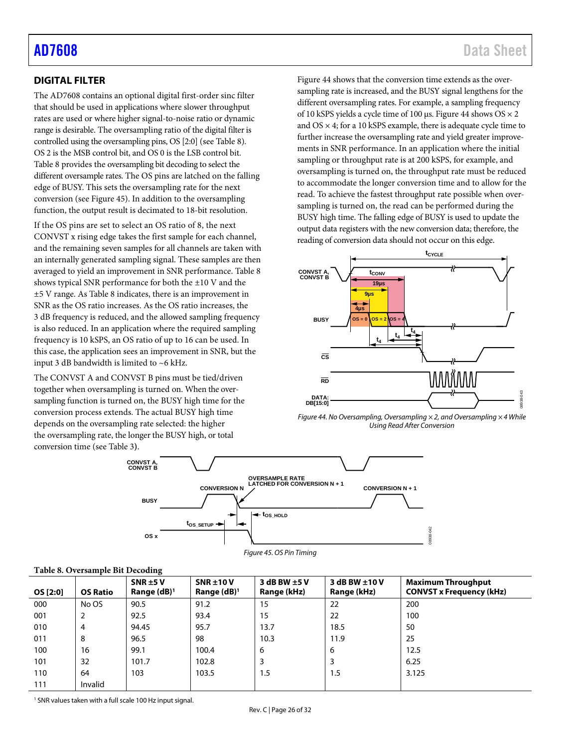## DIGITAL FILTER

The AD7608 contains an optional digital first-order sinc filter that should be used in applications where slower throughput rates are used or where higher signal-to-noise ratio or dynamic range is desirable. The oversampling ratio of the digital filter is controlled using the oversampling pins, OS [2:0] (see Table 8). OS 2 is the MSB control bit, and OS 0 is the LSB control bit. Table 8 provides the oversampling bit decoding to select the different oversample rates. The OS pins are latched on the falling edge of BUSY. This sets the oversampling rate for the next conversion (see Figure 45). In addition to the oversampling function, the output result is decimated to 18-bit resolution.

If the OS pins are set to select an OS ratio of 8, the next CONVST x rising edge takes the first sample for each channel, and the remaining seven samples for all channels are taken with an internally generated sampling signal. These samples are then averaged to yield an improvement in SNR performance. Table 8 shows typical SNR performance for both the ±10 V and the ±5 V range. As Table 8 indicates, there is an improvement in SNR as the OS ratio increases. As the OS ratio increases, the 3 dB frequency is reduced, and the allowed sampling frequency is also reduced. In an application where the required sampling frequency is 10 kSPS, an OS ratio of up to 16 can be used. In this case, the application sees an improvement in SNR, but the input 3 dB bandwidth is limited to ~6 kHz.

The CONVST A and CONVST B pins must be tied/driven together when oversampling is turned on. When the oversampling function is turned on, the BUSY high time for the conversion process extends. The actual BUSY high time depends on the oversampling rate selected: the higher the oversampling rate, the longer the BUSY high, or total conversion time (see Table 3).

Figure 44 shows that the conversion time extends as the oversampling rate is increased, and the BUSY signal lengthens for the different oversampling rates. For example, a sampling frequency of 10 kSPS yields a cycle time of 100 µs. Figure 44 shows OS × 2 and OS × 4; for a 10 kSPS example, there is adequate cycle time to further increase the oversampling rate and yield greater improvements in SNR performance. In an application where the initial sampling or throughput rate is at 200 kSPS, for example, and oversampling is turned on, the throughput rate must be reduced to accommodate the longer conversion time and to allow for the read. To achieve the fastest throughput rate possible when oversampling is turned on, the read can be performed during the BUSY high time. The falling edge of BUSY is used to update the output data registers with the new conversion data; therefore, the reading of conversion data should not occur on this edge.

*Figure 44. No Oversampling, Oversampling × 2, and Oversampling × 4 While Using Read After Conversion*

*Figure 45. OS Pin Timing*

**Table 8. Oversample Bit Decoding**

| OS [2:0] | OS Ratio | SNR ±5 V Range (dB)[1] | SNR ±10 V Range (dB)[1] | 3 dB BW ±5 V Range (kHz) | 3 dB BW ±10 V Range (kHz) | Maximum Throughput CONVST x Frequency (kHz) |
|---|---|---|---|---|---|---|
| 000 | No OS | 90.5 | 91.2 | 15 | 22 | 200 |
| 001 | 2 | 92.5 | 93.4 | 15 | 22 | 100 |
| 010 | 4 | 94.45 | 95.7 | 13.7 | 18.5 | 50 |
| 011 | 8 | 96.5 | 98 | 10.3 | 11.9 | 25 |
| 100 | 16 | 99.1 | 100.4 | 6 | 6 | 12.5 |
| 101 | 32 | 101.7 | 102.8 | 3 | 3 | 6.25 |
| 110 | 64 | 103 | 103.5 | 1.5 | 1.5 | 3.125 |
| 111 | Invalid | | | | | |

[1] SNR values taken with a full scale 100 Hz input signal.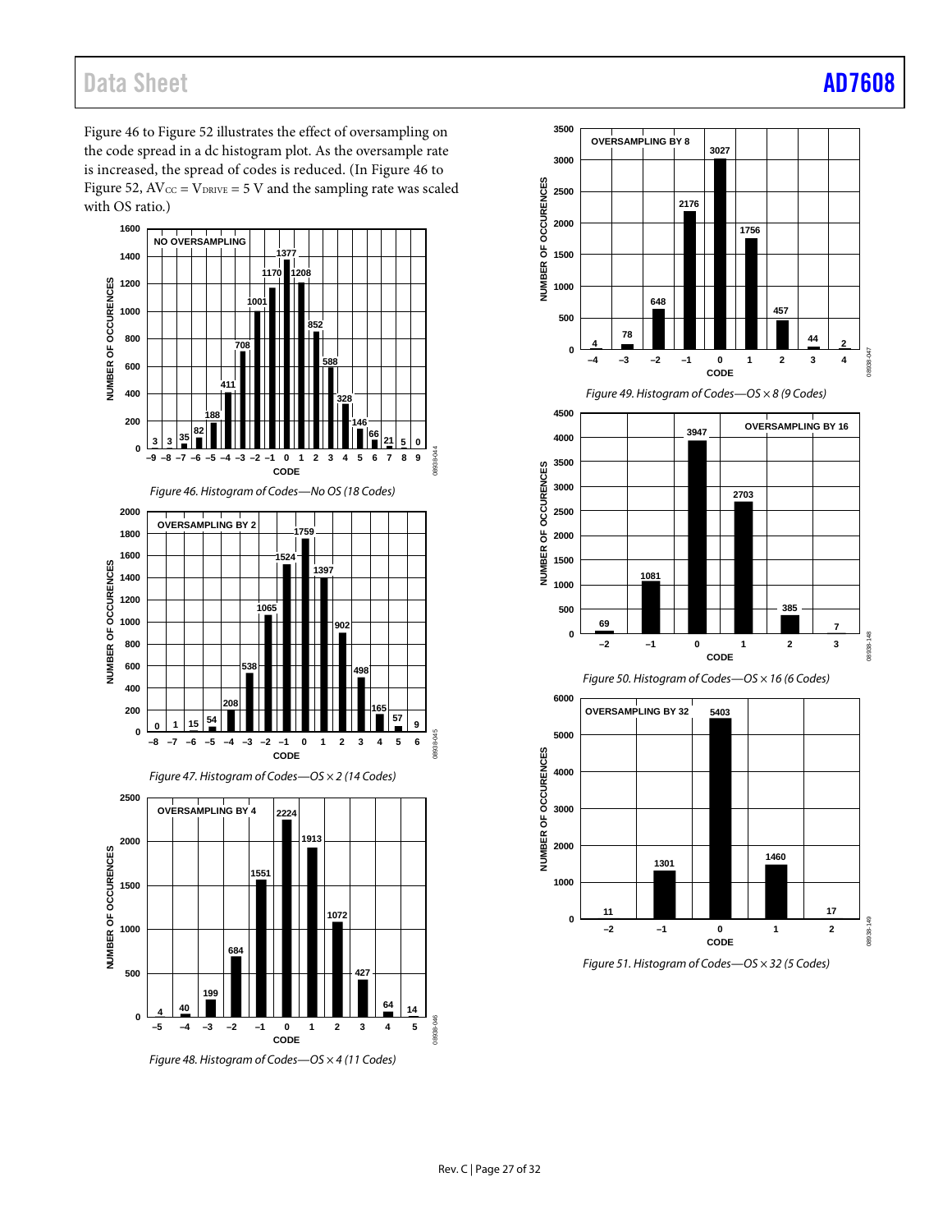Figure 46 to Figure 52 illustrates the effect of oversampling on the code spread in a dc histogram plot. As the oversample rate is increased, the spread of codes is reduced. (In Figure 46 to Figure 52, $AV_{CC} = V_{DRIVE} = 5$ V and the sampling rate was scaled with OS ratio.)

Figure 46. Histogram of Codes—No OS (18 Codes)

Figure 47. Histogram of Codes—OS × 2 (14 Codes)

Figure 48. Histogram of Codes—OS × 4 (11 Codes)

Figure 49. Histogram of Codes—OS × 8 (9 Codes)

Figure 50. Histogram of Codes—OS × 16 (6 Codes)

Figure 51. Histogram of Codes—OS × 32 (5 Codes)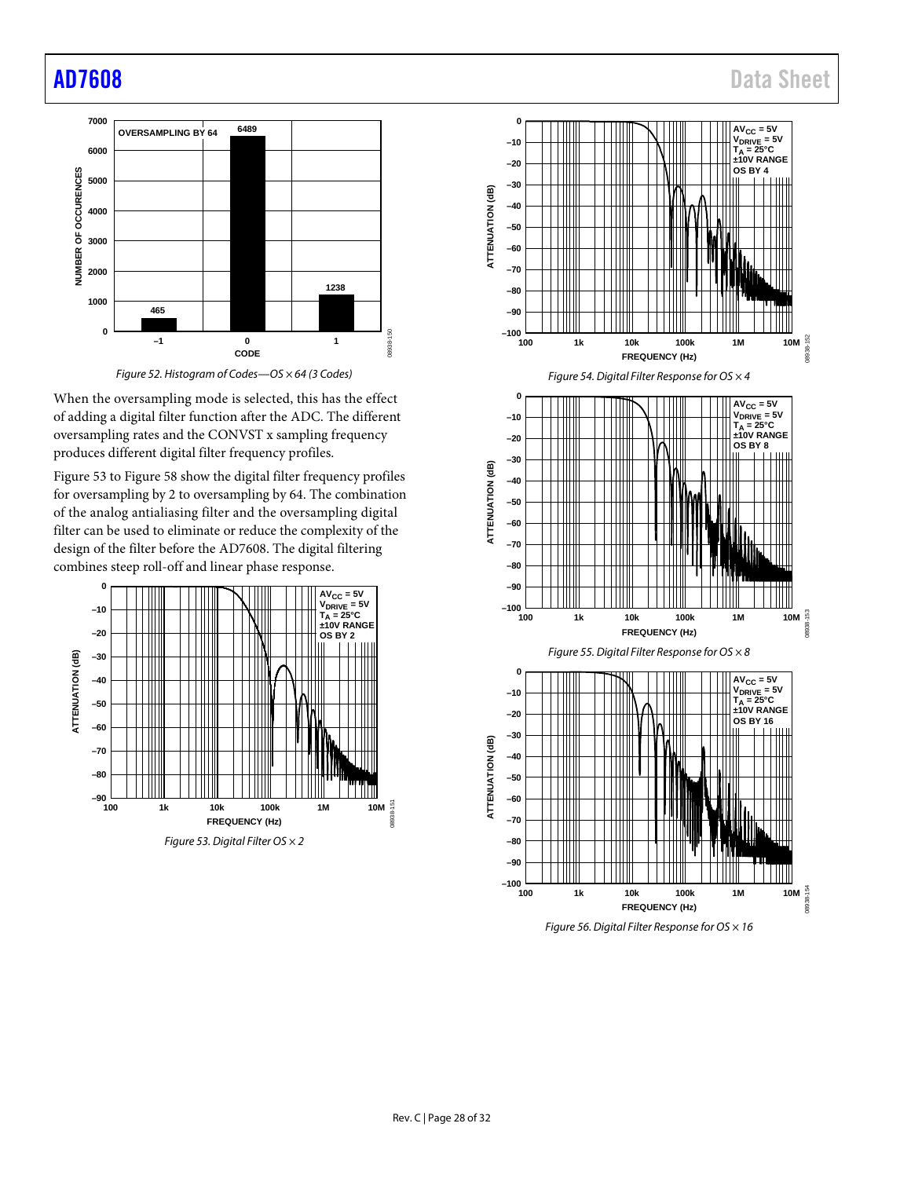Figure 52. Histogram of Codes—OS × 64 (3 Codes)

When the oversampling mode is selected, this has the effect of adding a digital filter function after the ADC. The different oversampling rates and the CONVST x sampling frequency produces different digital filter frequency profiles.

Figure 53 to Figure 58 show the digital filter frequency profiles for oversampling by 2 to oversampling by 64. The combination of the analog antialiasing filter and the oversampling digital filter can be used to eliminate or reduce the complexity of the design of the filter before the AD7608. The digital filtering combines steep roll-off and linear phase response.

Figure 53. Digital Filter OS × 2

Figure 54. Digital Filter Response for OS × 4

Figure 55. Digital Filter Response for OS × 8

Figure 56. Digital Filter Response for OS × 16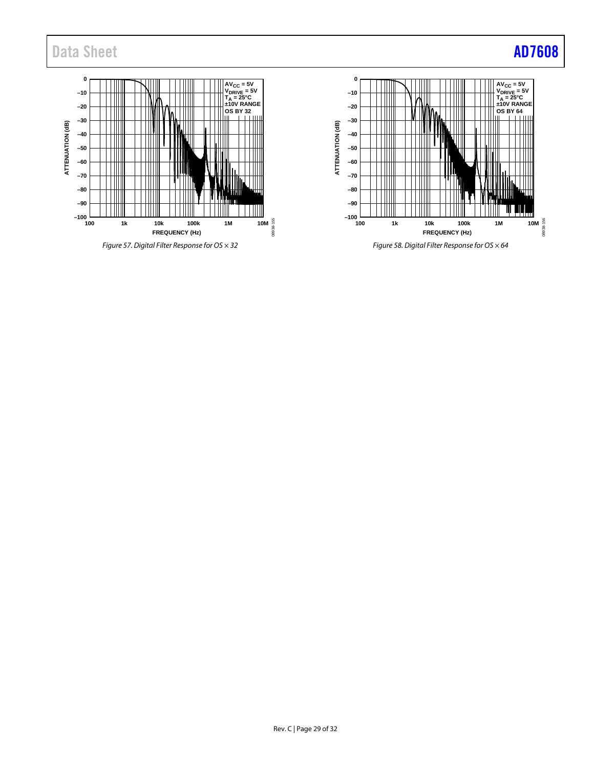Figure 57. Digital Filter Response for OS × 32

Figure 58. Digital Filter Response for OS × 64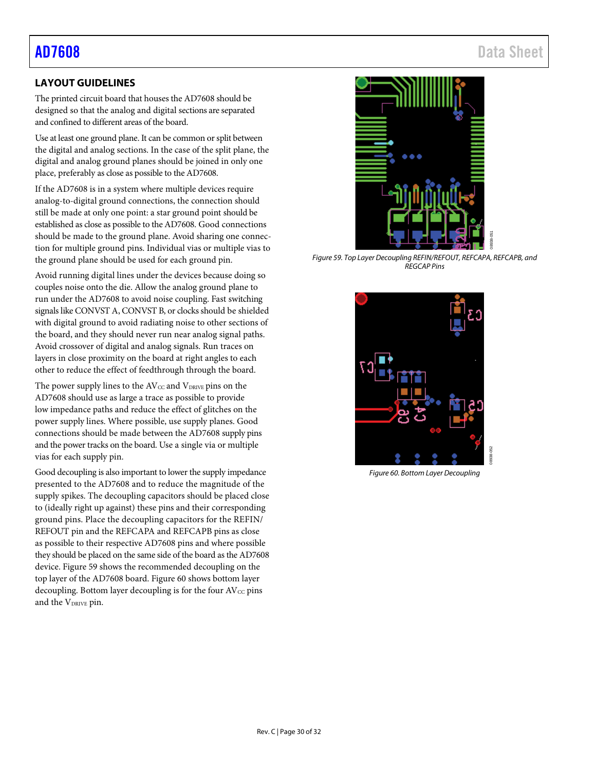## LAYOUT GUIDELINES

The printed circuit board that houses the AD7608 should be designed so that the analog and digital sections are separated and confined to different areas of the board.

Use at least one ground plane. It can be common or split between the digital and analog sections. In the case of the split plane, the digital and analog ground planes should be joined in only one place, preferably as close as possible to the AD7608.

If the AD7608 is in a system where multiple devices require analog-to-digital ground connections, the connection should still be made at only one point: a star ground point should be established as close as possible to the AD7608. Good connections should be made to the ground plane. Avoid sharing one connection for multiple ground pins. Individual vias or multiple vias to the ground plane should be used for each ground pin.

Avoid running digital lines under the devices because doing so couples noise onto the die. Allow the analog ground plane to run under the AD7608 to avoid noise coupling. Fast switching signals like CONVST A, CONVST B, or clocks should be shielded with digital ground to avoid radiating noise to other sections of the board, and they should never run near analog signal paths. Avoid crossover of digital and analog signals. Run traces on layers in close proximity on the board at right angles to each other to reduce the effect of feedthrough through the board.

The power supply lines to the $AV_{CC}$ and $V_{DRIVE}$ pins on the AD7608 should use as large a trace as possible to provide low impedance paths and reduce the effect of glitches on the power supply lines. Where possible, use supply planes. Good connections should be made between the AD7608 supply pins and the power tracks on the board. Use a single via or multiple vias for each supply pin.

Good decoupling is also important to lower the supply impedance presented to the AD7608 and to reduce the magnitude of the supply spikes. The decoupling capacitors should be placed close to (ideally right up against) these pins and their corresponding ground pins. Place the decoupling capacitors for the REFIN/REFOUT pin and the REFCAPA and REFCAPB pins as close as possible to their respective AD7608 pins and where possible they should be placed on the same side of the board as the AD7608 device. Figure 59 shows the recommended decoupling on the top layer of the AD7608 board. Figure 60 shows bottom layer decoupling. Bottom layer decoupling is for the four $AV_{CC}$ pins and the $V_{DRIVE}$ pin.

*Figure 59. Top Layer Decoupling REFIN/REFOUT, REFCAPA, REFCAPB, and REGCAP Pins*

*Figure 60. Bottom Layer Decoupling*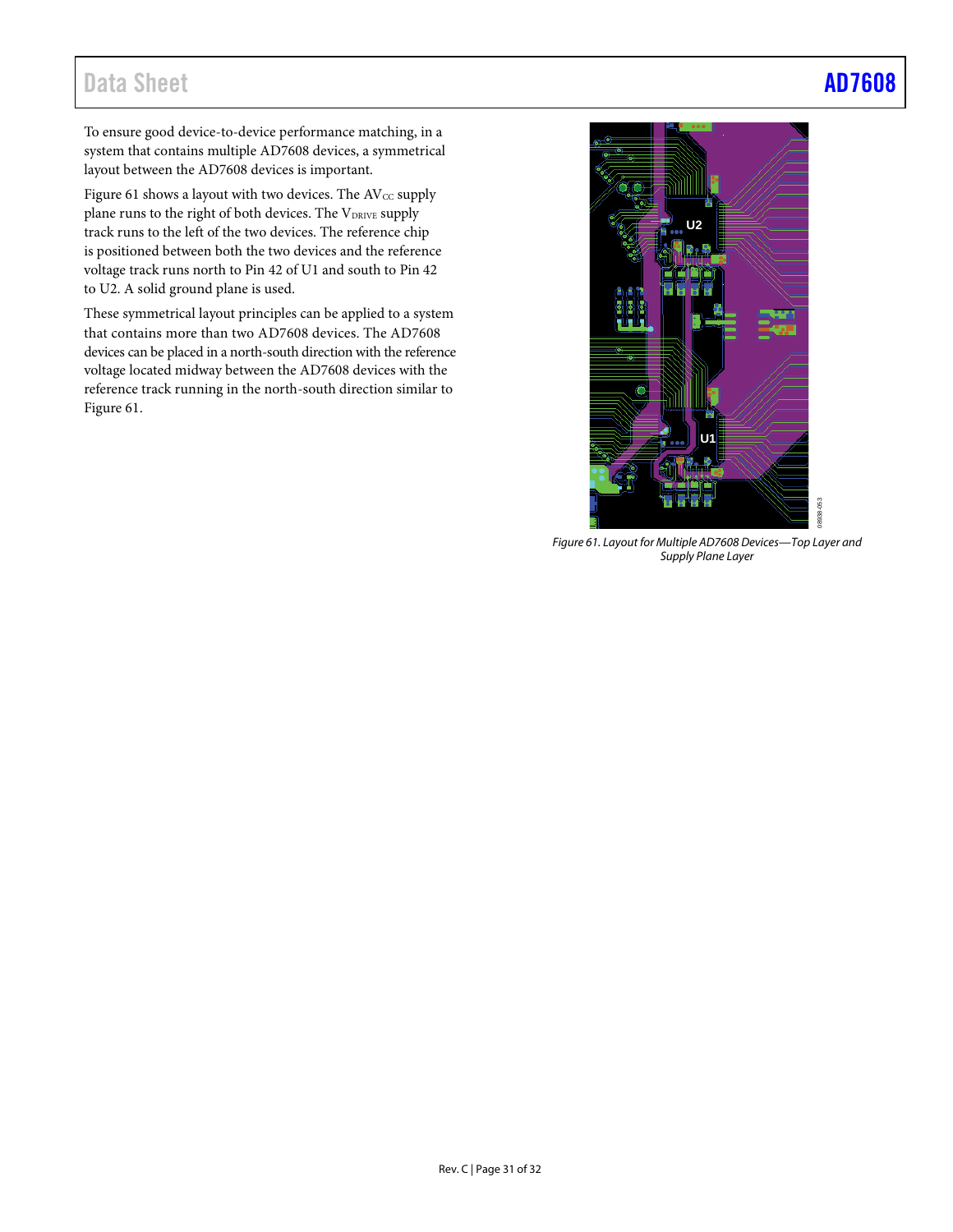To ensure good device-to-device performance matching, in a system that contains multiple AD7608 devices, a symmetrical layout between the AD7608 devices is important.

Figure 61 shows a layout with two devices. The $AV_{CC}$ supply plane runs to the right of both devices. The $V_{DRIVE}$ supply track runs to the left of the two devices. The reference chip is positioned between both the two devices and the reference voltage track runs north to Pin 42 of U1 and south to Pin 42 to U2. A solid ground plane is used.

These symmetrical layout principles can be applied to a system that contains more than two AD7608 devices. The AD7608 devices can be placed in a north-south direction with the reference voltage located midway between the AD7608 devices with the reference track running in the north-south direction similar to Figure 61.

*Figure 61. Layout for Multiple AD7608 Devices—Top Layer and Supply Plane Layer*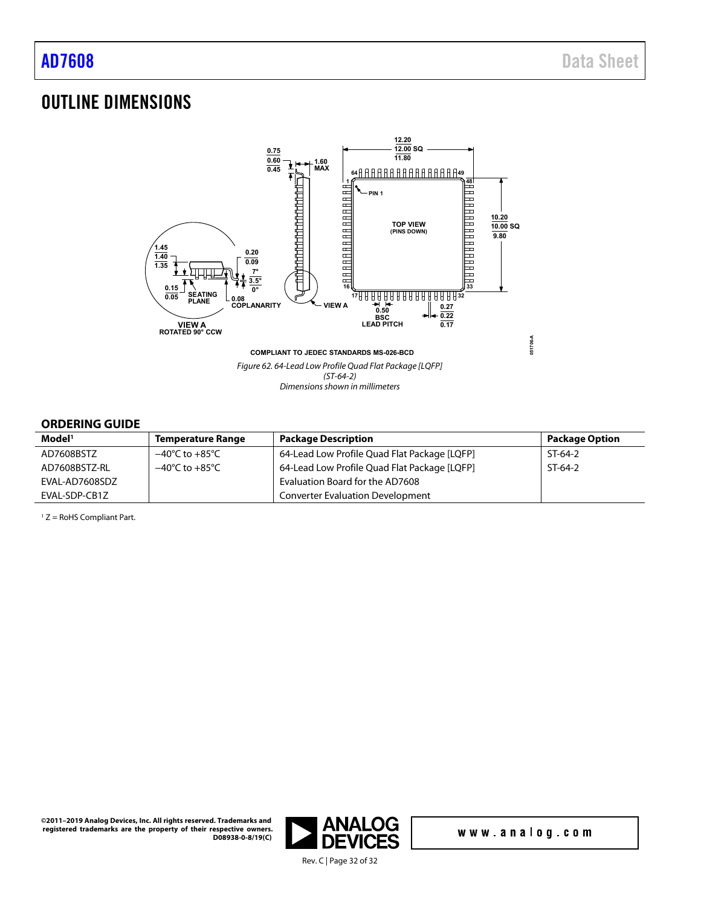# OUTLINE DIMENSIONS

12.20
12.00 SQ
11.80

0.75
0.60
0.45

1.60
MAX

64
49
1
48
PIN 1

TOP VIEW
(PINS DOWN)

10.20
10.00 SQ
9.80

1.45
1.40
1.35

0.20
0.09

7°
3.5°
0°

0.15
0.05

SEATING
PLANE

0.08
COPLANARITY

VIEW A

16
33
17
32

0.50
BSC
LEAD PITCH

0.27
0.22
0.17

VIEW A
ROTATED 90° CCW

COMPLIANT TO JEDEC STANDARDS MS-026-BCD

051706-A

*Figure 62. 64-Lead Low Profile Quad Flat Package [LQFP]*
*(ST-64-2)*
*Dimensions shown in millimeters*

## ORDERING GUIDE

| Model[1] | Temperature Range | Package Description | Package Option |
|---|---|---|---|
| AD7608BSTZ | −40°C to +85°C | 64-Lead Low Profile Quad Flat Package [LQFP] | ST-64-2 |
| AD7608BSTZ-RL | −40°C to +85°C | 64-Lead Low Profile Quad Flat Package [LQFP] | ST-64-2 |
| EVAL-AD7608SDZ | | Evaluation Board for the AD7608 | |
| EVAL-SDP-CB1Z | | Converter Evaluation Development | |

[1] Z = RoHS Compliant Part.

©2011–2019 Analog Devices, Inc. All rights reserved. Trademarks and registered trademarks are the property of their respective owners.
D08938-0-8/19(C)